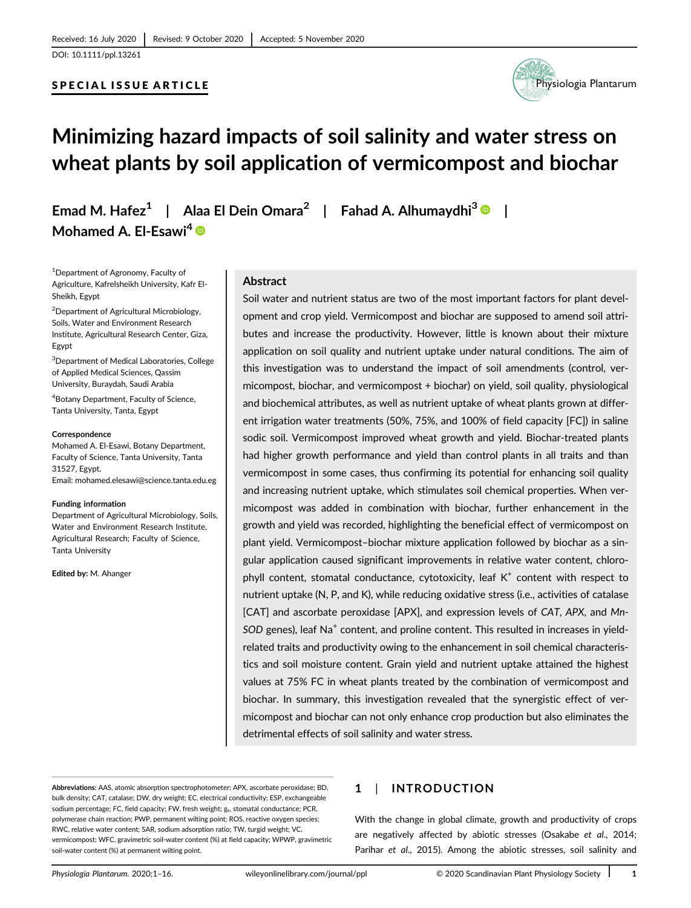Received: 16 July 2020 | Revised: 9 October 2020 | Accepted: 5 November 2020

DOI: 10.1111/ppl.13261

**SPECIAL ISSUE ARTICLE**

# Minimizing hazard impacts of soil salinity and water stress on wheat plants by soil application of vermicompost and biochar

**Emad M. Hafez**[1] | **Alaa El Dein Omara**[2] | **Fahad A. Alhumaydhi**[3] | **Mohamed A. El-Esawi**[4]

[1]Department of Agronomy, Faculty of Agriculture, Kafrelsheikh University, Kafr El-Sheikh, Egypt

[2]Department of Agricultural Microbiology, Soils, Water and Environment Research Institute, Agricultural Research Center, Giza, Egypt

[3]Department of Medical Laboratories, College of Applied Medical Sciences, Qassim University, Buraydah, Saudi Arabia

[4]Botany Department, Faculty of Science, Tanta University, Tanta, Egypt

**Correspondence**

Mohamed A. El-Esawi, Botany Department, Faculty of Science, Tanta University, Tanta 31527, Egypt.
Email: mohamed.elesawi@science.tanta.edu.eg

**Funding information**

Department of Agricultural Microbiology, Soils, Water and Environment Research Institute, Agricultural Research; Faculty of Science, Tanta University

**Edited by:** M. Ahanger

## Abstract

Soil water and nutrient status are two of the most important factors for plant development and crop yield. Vermicompost and biochar are supposed to amend soil attributes and increase the productivity. However, little is known about their mixture application on soil quality and nutrient uptake under natural conditions. The aim of this investigation was to understand the impact of soil amendments (control, vermicompost, biochar, and vermicompost + biochar) on yield, soil quality, physiological and biochemical attributes, as well as nutrient uptake of wheat plants grown at different irrigation water treatments (50%, 75%, and 100% of field capacity [FC]) in saline sodic soil. Vermicompost improved wheat growth and yield. Biochar-treated plants had higher growth performance and yield than control plants in all traits and than vermicompost in some cases, thus confirming its potential for enhancing soil quality and increasing nutrient uptake, which stimulates soil chemical properties. When vermicompost was added in combination with biochar, further enhancement in the growth and yield was recorded, highlighting the beneficial effect of vermicompost on plant yield. Vermicompost–biochar mixture application followed by biochar as a singular application caused significant improvements in relative water content, chlorophyll content, stomatal conductance, cytotoxicity, leaf $K^+$ content with respect to nutrient uptake (N, P, and K), while reducing oxidative stress (i.e., activities of catalase [CAT] and ascorbate peroxidase [APX], and expression levels of *CAT*, *APX*, and *Mn-SOD* genes), leaf $Na^+$ content, and proline content. This resulted in increases in yield-related traits and productivity owing to the enhancement in soil chemical characteristics and soil moisture content. Grain yield and nutrient uptake attained the highest values at 75% FC in wheat plants treated by the combination of vermicompost and biochar. In summary, this investigation revealed that the synergistic effect of vermicompost and biochar can not only enhance crop production but also eliminates the detrimental effects of soil salinity and water stress.

**Abbreviations:** AAS, atomic absorption spectrophotometer; APX, ascorbate peroxidase; BD, bulk density; CAT, catalase; DW, dry weight; EC, electrical conductivity; ESP, exchangeable sodium percentage; FC, field capacity; FW, fresh weight; $g_s$, stomatal conductance; PCR, polymerase chain reaction; PWP, permanent wilting point; ROS, reactive oxygen species; RWC, relative water content; SAR, sodium adsorption ratio; TW, turgid weight; VC, vermicompost; WFC, gravimetric soil-water content (%) at field capacity; WPWP, gravimetric soil-water content (%) at permanent wilting point.

## 1 | INTRODUCTION

With the change in global climate, growth and productivity of crops are negatively affected by abiotic stresses (Osakabe *et al*., 2014; Parihar *et al*., 2015). Among the abiotic stresses, soil salinity and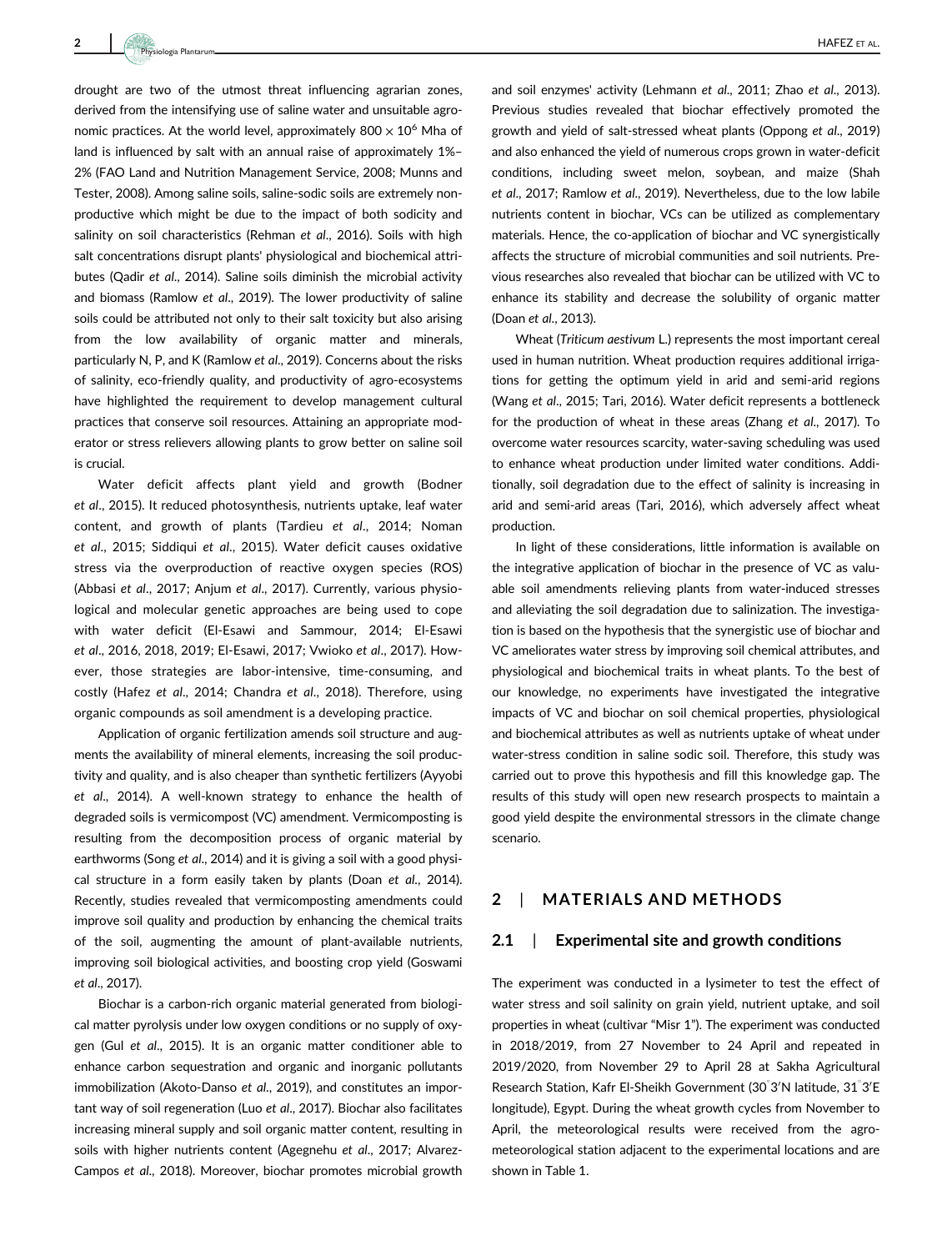drought are two of the utmost threat influencing agrarian zones, derived from the intensifying use of saline water and unsuitable agronomic practices. At the world level, approximately $800 \times 10^6$ Mha of land is influenced by salt with an annual raise of approximately 1%–2% (FAO Land and Nutrition Management Service, 2008; Munns and Tester, 2008). Among saline soils, saline-sodic soils are extremely non-productive which might be due to the impact of both sodicity and salinity on soil characteristics (Rehman *et al*., 2016). Soils with high salt concentrations disrupt plants' physiological and biochemical attributes (Qadir *et al*., 2014). Saline soils diminish the microbial activity and biomass (Ramlow *et al*., 2019). The lower productivity of saline soils could be attributed not only to their salt toxicity but also arising from the low availability of organic matter and minerals, particularly N, P, and K (Ramlow *et al*., 2019). Concerns about the risks of salinity, eco-friendly quality, and productivity of agro-ecosystems have highlighted the requirement to develop management cultural practices that conserve soil resources. Attaining an appropriate moderator or stress relievers allowing plants to grow better on saline soil is crucial.

Water deficit affects plant yield and growth (Bodner *et al*., 2015). It reduced photosynthesis, nutrients uptake, leaf water content, and growth of plants (Tardieu *et al*., 2014; Noman *et al*., 2015; Siddiqui *et al*., 2015). Water deficit causes oxidative stress via the overproduction of reactive oxygen species (ROS) (Abbasi *et al*., 2017; Anjum *et al*., 2017). Currently, various physiological and molecular genetic approaches are being used to cope with water deficit (El-Esawi and Sammour, 2014; El-Esawi *et al*., 2016, 2018, 2019; El-Esawi, 2017; Vwioko *et al*., 2017). However, those strategies are labor-intensive, time-consuming, and costly (Hafez *et al*., 2014; Chandra *et al*., 2018). Therefore, using organic compounds as soil amendment is a developing practice.

Application of organic fertilization amends soil structure and augments the availability of mineral elements, increasing the soil productivity and quality, and is also cheaper than synthetic fertilizers (Ayyobi *et al*., 2014). A well-known strategy to enhance the health of degraded soils is vermicompost (VC) amendment. Vermicomposting is resulting from the decomposition process of organic material by earthworms (Song *et al*., 2014) and it is giving a soil with a good physical structure in a form easily taken by plants (Doan *et al*., 2014). Recently, studies revealed that vermicomposting amendments could improve soil quality and production by enhancing the chemical traits of the soil, augmenting the amount of plant-available nutrients, improving soil biological activities, and boosting crop yield (Goswami *et al*., 2017).

Biochar is a carbon-rich organic material generated from biological matter pyrolysis under low oxygen conditions or no supply of oxygen (Gul *et al*., 2015). It is an organic matter conditioner able to enhance carbon sequestration and organic and inorganic pollutants immobilization (Akoto-Danso *et al*., 2019), and constitutes an important way of soil regeneration (Luo *et al*., 2017). Biochar also facilitates increasing mineral supply and soil organic matter content, resulting in soils with higher nutrients content (Agegnehu *et al*., 2017; Alvarez-Campos *et al*., 2018). Moreover, biochar promotes microbial growth and soil enzymes' activity (Lehmann *et al*., 2011; Zhao *et al*., 2013). Previous studies revealed that biochar effectively promoted the growth and yield of salt-stressed wheat plants (Oppong *et al*., 2019) and also enhanced the yield of numerous crops grown in water-deficit conditions, including sweet melon, soybean, and maize (Shah *et al*., 2017; Ramlow *et al*., 2019). Nevertheless, due to the low labile nutrients content in biochar, VCs can be utilized as complementary materials. Hence, the co-application of biochar and VC synergistically affects the structure of microbial communities and soil nutrients. Previous researches also revealed that biochar can be utilized with VC to enhance its stability and decrease the solubility of organic matter (Doan *et al*., 2013).

Wheat (*Triticum aestivum* L.) represents the most important cereal used in human nutrition. Wheat production requires additional irrigations for getting the optimum yield in arid and semi-arid regions (Wang *et al*., 2015; Tari, 2016). Water deficit represents a bottleneck for the production of wheat in these areas (Zhang *et al*., 2017). To overcome water resources scarcity, water-saving scheduling was used to enhance wheat production under limited water conditions. Additionally, soil degradation due to the effect of salinity is increasing in arid and semi-arid areas (Tari, 2016), which adversely affect wheat production.

In light of these considerations, little information is available on the integrative application of biochar in the presence of VC as valuable soil amendments relieving plants from water-induced stresses and alleviating the soil degradation due to salinization. The investigation is based on the hypothesis that the synergistic use of biochar and VC ameliorates water stress by improving soil chemical attributes, and physiological and biochemical traits in wheat plants. To the best of our knowledge, no experiments have investigated the integrative impacts of VC and biochar on soil chemical properties, physiological and biochemical attributes as well as nutrients uptake of wheat under water-stress condition in saline sodic soil. Therefore, this study was carried out to prove this hypothesis and fill this knowledge gap. The results of this study will open new research prospects to maintain a good yield despite the environmental stressors in the climate change scenario.

## 2 | MATERIALS AND METHODS

### 2.1 | Experimental site and growth conditions

The experiment was conducted in a lysimeter to test the effect of water stress and soil salinity on grain yield, nutrient uptake, and soil properties in wheat (cultivar "Misr 1"). The experiment was conducted in 2018/2019, from 27 November to 24 April and repeated in 2019/2020, from November 29 to April 28 at Sakha Agricultural Research Station, Kafr El-Sheikh Government (30°3′N latitude, 31°3′E longitude), Egypt. During the wheat growth cycles from November to April, the meteorological results were received from the agro-meteorological station adjacent to the experimental locations and are shown in Table 1.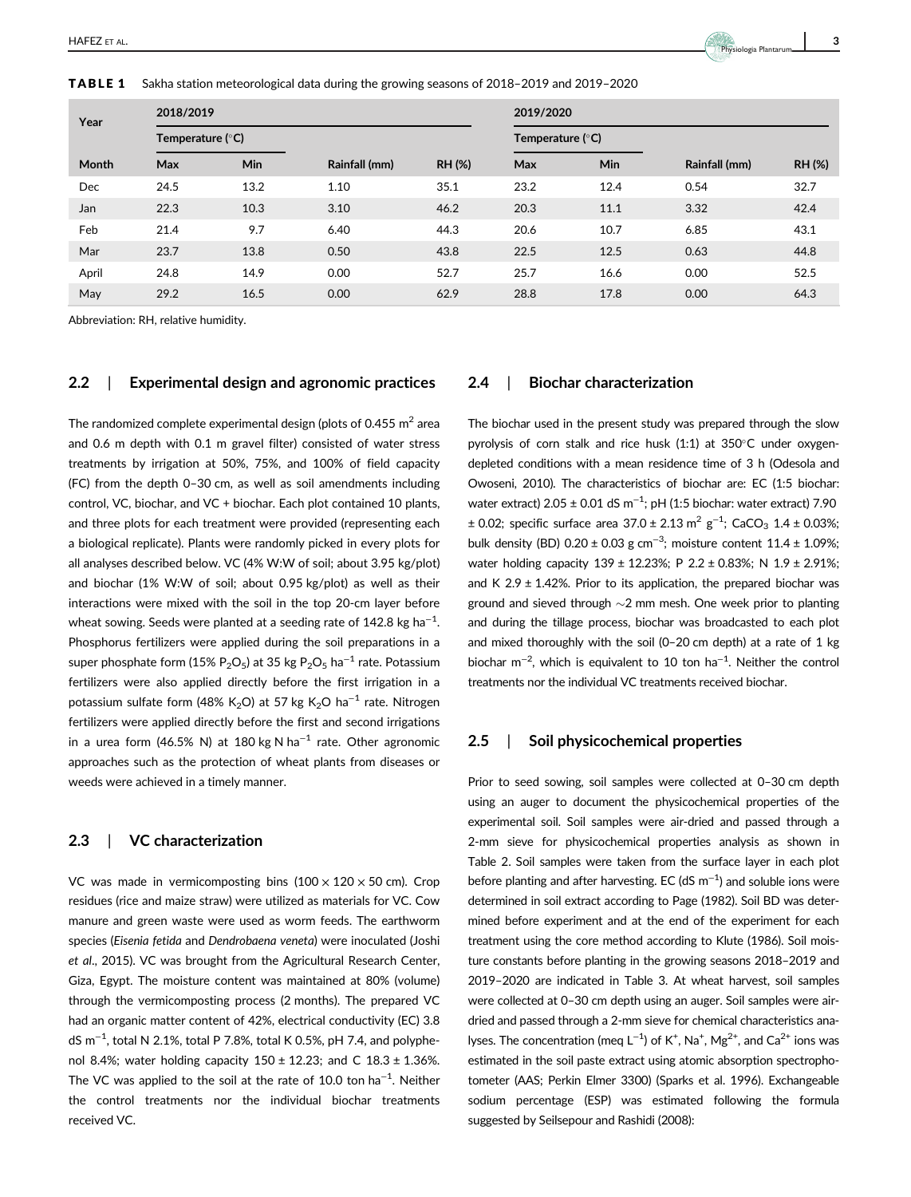**TABLE 1** Sakha station meteorological data during the growing seasons of 2018–2019 and 2019–2020

| Year | 2018/2019 | | | | 2019/2020 | | | |
|---|---|---|---|---|---|---|---|---|
| | Temperature (°C) | | | | Temperature (°C) | | | |
| Month | Max | Min | Rainfall (mm) | RH (%) | Max | Min | Rainfall (mm) | RH (%) |
| Dec | 24.5 | 13.2 | 1.10 | 35.1 | 23.2 | 12.4 | 0.54 | 32.7 |
| Jan | 22.3 | 10.3 | 3.10 | 46.2 | 20.3 | 11.1 | 3.32 | 42.4 |
| Feb | 21.4 | 9.7 | 6.40 | 44.3 | 20.6 | 10.7 | 6.85 | 43.1 |
| Mar | 23.7 | 13.8 | 0.50 | 43.8 | 22.5 | 12.5 | 0.63 | 44.8 |
| April | 24.8 | 14.9 | 0.00 | 52.7 | 25.7 | 16.6 | 0.00 | 52.5 |
| May | 29.2 | 16.5 | 0.00 | 62.9 | 28.8 | 17.8 | 0.00 | 64.3 |

Abbreviation: RH, relative humidity.

## 2.2 | Experimental design and agronomic practices

The randomized complete experimental design (plots of 0.455 $m^2$ area and 0.6 m depth with 0.1 m gravel filter) consisted of water stress treatments by irrigation at 50%, 75%, and 100% of field capacity (FC) from the depth 0–30 cm, as well as soil amendments including control, VC, biochar, and VC + biochar. Each plot contained 10 plants, and three plots for each treatment were provided (representing each a biological replicate). Plants were randomly picked in every plots for all analyses described below. VC (4% W:W of soil; about 3.95 kg/plot) and biochar (1% W:W of soil; about 0.95 kg/plot) as well as their interactions were mixed with the soil in the top 20-cm layer before wheat sowing. Seeds were planted at a seeding rate of 142.8 kg $ha^{-1}$. Phosphorus fertilizers were applied during the soil preparations in a super phosphate form (15% $P_2O_5$) at 35 kg $P_2O_5$ $ha^{-1}$ rate. Potassium fertilizers were also applied directly before the first irrigation in a potassium sulfate form (48% $K_2O$) at 57 kg $K_2O$ $ha^{-1}$ rate. Nitrogen fertilizers were applied directly before the first and second irrigations in a urea form (46.5% N) at 180 kg N $ha^{-1}$ rate. Other agronomic approaches such as the protection of wheat plants from diseases or weeds were achieved in a timely manner.

## 2.3 | VC characterization

VC was made in vermicomposting bins (100 × 120 × 50 cm). Crop residues (rice and maize straw) were utilized as materials for VC. Cow manure and green waste were used as worm feeds. The earthworm species (*Eisenia fetida* and *Dendrobaena veneta*) were inoculated (Joshi et al., 2015). VC was brought from the Agricultural Research Center, Giza, Egypt. The moisture content was maintained at 80% (volume) through the vermicomposting process (2 months). The prepared VC had an organic matter content of 42%, electrical conductivity (EC) 3.8 dS $m^{-1}$, total N 2.1%, total P 7.8%, total K 0.5%, pH 7.4, and polyphenol 8.4%; water holding capacity 150 ± 12.23; and C 18.3 ± 1.36%. The VC was applied to the soil at the rate of 10.0 ton $ha^{-1}$. Neither the control treatments nor the individual biochar treatments received VC.

## 2.4 | Biochar characterization

The biochar used in the present study was prepared through the slow pyrolysis of corn stalk and rice husk (1:1) at 350°C under oxygen-depleted conditions with a mean residence time of 3 h (Odesola and Owoseni, 2010). The characteristics of biochar are: EC (1:5 biochar: water extract) 2.05 ± 0.01 dS $m^{-1}$; pH (1:5 biochar: water extract) 7.90 ± 0.02; specific surface area 37.0 ± 2.13 $m^2$ $g^{-1}$; $CaCO_3$ 1.4 ± 0.03%; bulk density (BD) 0.20 ± 0.03 g $cm^{-3}$; moisture content 11.4 ± 1.09%; water holding capacity 139 ± 12.23%; P 2.2 ± 0.83%; N 1.9 ± 2.91%; and K 2.9 ± 1.42%. Prior to its application, the prepared biochar was ground and sieved through ~2 mm mesh. One week prior to planting and during the tillage process, biochar was broadcasted to each plot and mixed thoroughly with the soil (0–20 cm depth) at a rate of 1 kg biochar $m^{-2}$, which is equivalent to 10 ton $ha^{-1}$. Neither the control treatments nor the individual VC treatments received biochar.

## 2.5 | Soil physicochemical properties

Prior to seed sowing, soil samples were collected at 0–30 cm depth using an auger to document the physicochemical properties of the experimental soil. Soil samples were air-dried and passed through a 2-mm sieve for physicochemical properties analysis as shown in Table 2. Soil samples were taken from the surface layer in each plot before planting and after harvesting. EC (dS $m^{-1}$) and soluble ions were determined in soil extract according to Page (1982). Soil BD was determined before experiment and at the end of the experiment for each treatment using the core method according to Klute (1986). Soil moisture constants before planting in the growing seasons 2018–2019 and 2019–2020 are indicated in Table 3. At wheat harvest, soil samples were collected at 0–30 cm depth using an auger. Soil samples were air-dried and passed through a 2-mm sieve for chemical characteristics analyses. The concentration (meq $L^{-1}$) of $K^+$, $Na^+$, $Mg^{2+}$, and $Ca^{2+}$ ions was estimated in the soil paste extract using atomic absorption spectrophotometer (AAS; Perkin Elmer 3300) (Sparks et al. 1996). Exchangeable sodium percentage (ESP) was estimated following the formula suggested by Seilsepour and Rashidi (2008):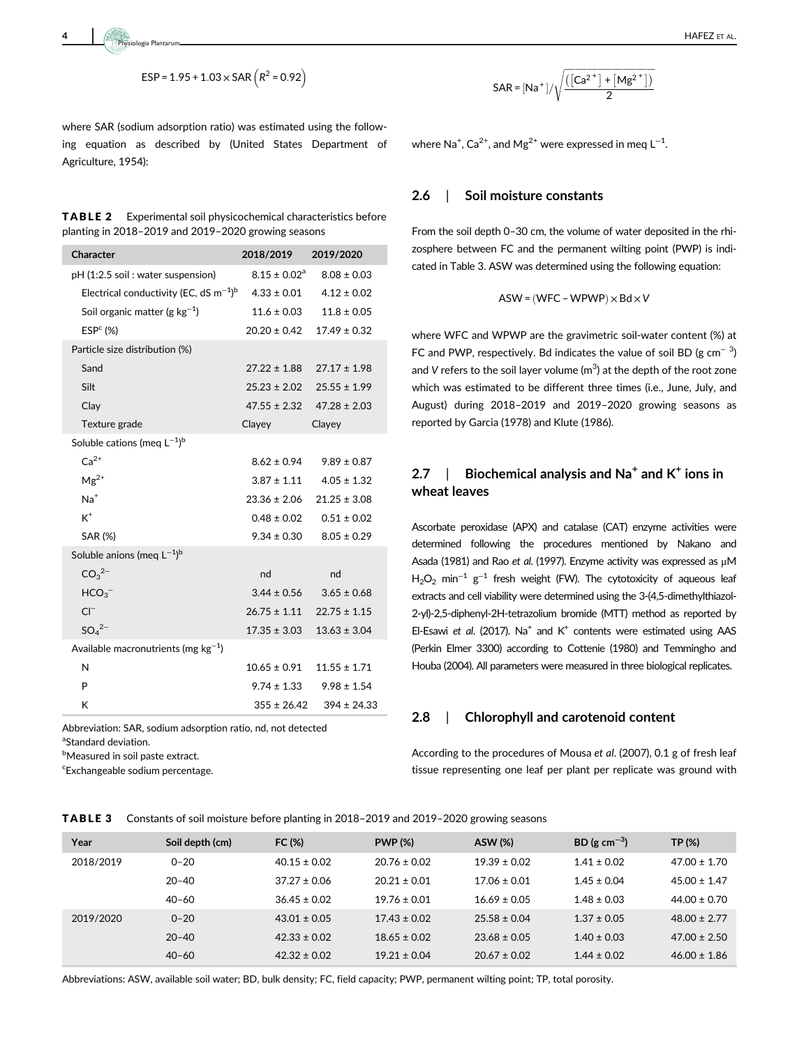$$\text{ESP} = 1.95 + 1.03 \times \text{SAR} \left(R^2 = 0.92\right)$$

where SAR (sodium adsorption ratio) was estimated using the following equation as described by (United States Department of Agriculture, 1954):

**TABLE 2** Experimental soil physicochemical characteristics before planting in 2018–2019 and 2019–2020 growing seasons

| Character | 2018/2019 | 2019/2020 |
|---|---|---|
| pH (1:2.5 soil : water suspension) | 8.15 ± 0.02[a] | 8.08 ± 0.03 |
| Electrical conductivity (EC, dS $m^{-1}$)[b] | 4.33 ± 0.01 | 4.12 ± 0.02 |
| Soil organic matter (g $kg^{-1}$) | 11.6 ± 0.03 | 11.8 ± 0.05 |
| ESP[c] (%) | 20.20 ± 0.42 | 17.49 ± 0.32 |
| Particle size distribution (%) | | |
| Sand | 27.22 ± 1.88 | 27.17 ± 1.98 |
| Silt | 25.23 ± 2.02 | 25.55 ± 1.99 |
| Clay | 47.55 ± 2.32 | 47.28 ± 2.03 |
| Texture grade | Clayey | Clayey |
| Soluble cations (meq $L^{-1}$)[b] | | |
| $Ca^{2+}$ | 8.62 ± 0.94 | 9.89 ± 0.87 |
| $Mg^{2+}$ | 3.87 ± 1.11 | 4.05 ± 1.32 |
| $Na^{+}$ | 23.36 ± 2.06 | 21.25 ± 3.08 |
| $K^{+}$ | 0.48 ± 0.02 | 0.51 ± 0.02 |
| SAR (%) | 9.34 ± 0.30 | 8.05 ± 0.29 |
| Soluble anions (meq $L^{-1}$)[b] | | |
| $CO_3^{2-}$ | nd | nd |
| $HCO_3^{-}$ | 3.44 ± 0.56 | 3.65 ± 0.68 |
| $Cl^{-}$ | 26.75 ± 1.11 | 22.75 ± 1.15 |
| $SO_4^{2-}$ | 17.35 ± 3.03 | 13.63 ± 3.04 |
| Available macronutrients (mg $kg^{-1}$) | | |
| N | 10.65 ± 0.91 | 11.55 ± 1.71 |
| P | 9.74 ± 1.33 | 9.98 ± 1.54 |
| K | 355 ± 26.42 | 394 ± 24.33 |

Abbreviation: SAR, sodium adsorption ratio, nd, not detected

[a]Standard deviation.

[b]Measured in soil paste extract.

[c]Exchangeable sodium percentage.

$$\text{SAR} = [\text{Na}^+] / \sqrt{\frac{\left([\text{Ca}^{2+}] + [\text{Mg}^{2+}]\right)}{2}}$$

where $Na^{+}$, $Ca^{2+}$, and $Mg^{2+}$ were expressed in meq $L^{-1}$.

## 2.6 | Soil moisture constants

From the soil depth 0–30 cm, the volume of water deposited in the rhizosphere between FC and the permanent wilting point (PWP) is indicated in Table 3. ASW was determined using the following equation:

$$\text{ASW} = (\text{WFC} - \text{WPWP}) \times \text{Bd} \times V$$

where WFC and WPWP are the gravimetric soil-water content (%) at FC and PWP, respectively. Bd indicates the value of soil BD (g $cm^{-3}$) and $V$ refers to the soil layer volume ($m^3$) at the depth of the root zone which was estimated to be different three times (i.e., June, July, and August) during 2018–2019 and 2019–2020 growing seasons as reported by Garcia (1978) and Klute (1986).

## 2.7 | Biochemical analysis and $Na^{+}$ and $K^{+}$ ions in wheat leaves

Ascorbate peroxidase (APX) and catalase (CAT) enzyme activities were determined following the procedures mentioned by Nakano and Asada (1981) and Rao *et al.* (1997). Enzyme activity was expressed as μM $H_2O_2$ $min^{-1}$ $g^{-1}$ fresh weight (FW). The cytotoxicity of aqueous leaf extracts and cell viability were determined using the 3-(4,5-dimethylthiazol-2-yl)-2,5-diphenyl-2H-tetrazolium bromide (MTT) method as reported by El-Esawi *et al.* (2017). $Na^{+}$ and $K^{+}$ contents were estimated using AAS (Perkin Elmer 3300) according to Cottenie (1980) and Temmingho and Houba (2004). All parameters were measured in three biological replicates.

## 2.8 | Chlorophyll and carotenoid content

According to the procedures of Mousa *et al.* (2007), 0.1 g of fresh leaf tissue representing one leaf per plant per replicate was ground with

**TABLE 3** Constants of soil moisture before planting in 2018–2019 and 2019–2020 growing seasons

| Year | Soil depth (cm) | FC (%) | PWP (%) | ASW (%) | BD (g $cm^{-3}$) | TP (%) |
|---|---|---|---|---|---|---|
| 2018/2019 | 0–20 | 40.15 ± 0.02 | 20.76 ± 0.02 | 19.39 ± 0.02 | 1.41 ± 0.02 | 47.00 ± 1.70 |
| | 20–40 | 37.27 ± 0.06 | 20.21 ± 0.01 | 17.06 ± 0.01 | 1.45 ± 0.04 | 45.00 ± 1.47 |
| | 40–60 | 36.45 ± 0.02 | 19.76 ± 0.01 | 16.69 ± 0.05 | 1.48 ± 0.03 | 44.00 ± 0.70 |
| 2019/2020 | 0–20 | 43.01 ± 0.05 | 17.43 ± 0.02 | 25.58 ± 0.04 | 1.37 ± 0.05 | 48.00 ± 2.77 |
| | 20–40 | 42.33 ± 0.02 | 18.65 ± 0.02 | 23.68 ± 0.05 | 1.40 ± 0.03 | 47.00 ± 2.50 |
| | 40–60 | 42.32 ± 0.02 | 19.21 ± 0.04 | 20.67 ± 0.02 | 1.44 ± 0.02 | 46.00 ± 1.86 |

Abbreviations: ASW, available soil water; BD, bulk density; FC, field capacity; PWP, permanent wilting point; TP, total porosity.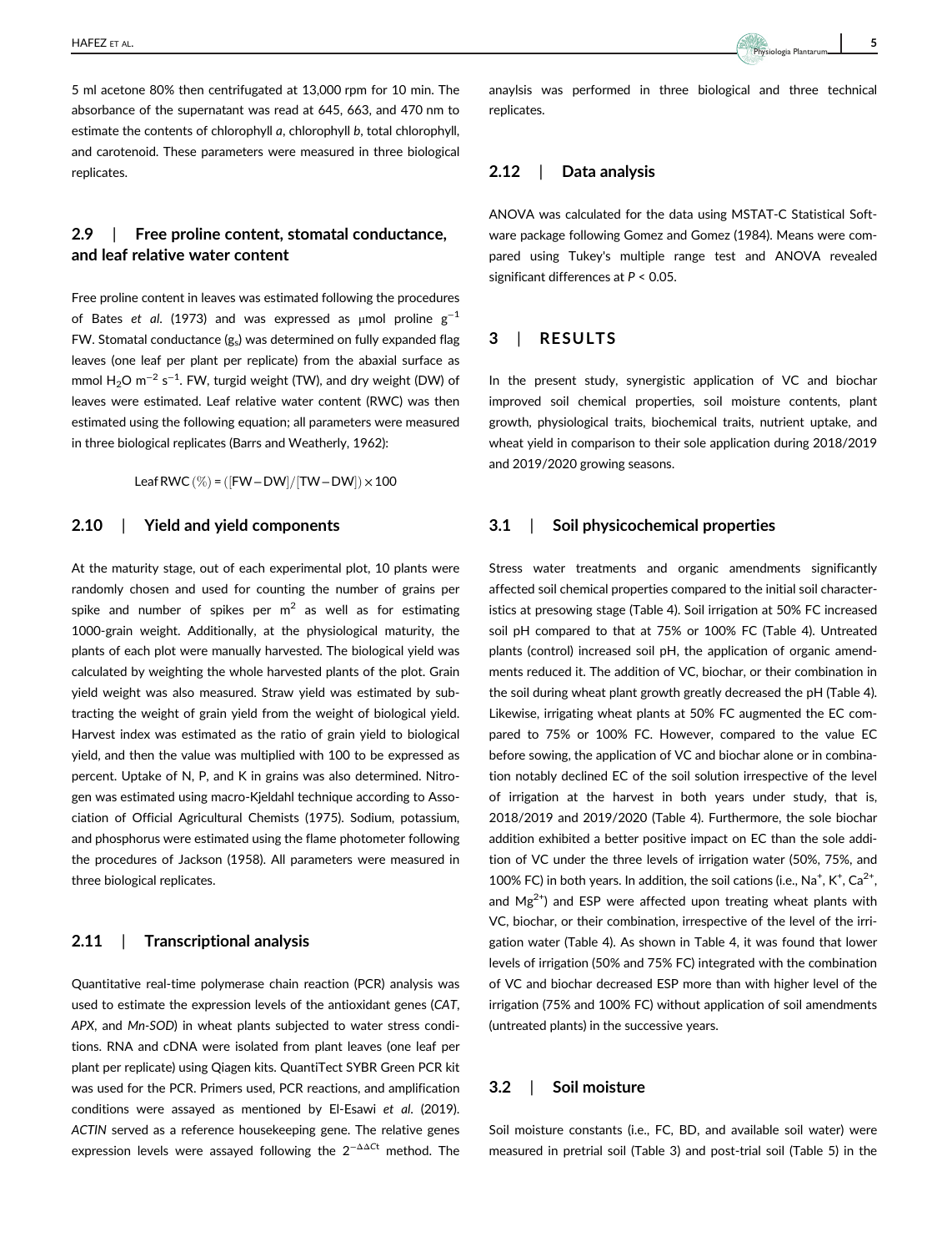5 ml acetone 80% then centrifugated at 13,000 rpm for 10 min. The absorbance of the supernatant was read at 645, 663, and 470 nm to estimate the contents of chlorophyll *a*, chlorophyll *b*, total chlorophyll, and carotenoid. These parameters were measured in three biological replicates.

## 2.9 | Free proline content, stomatal conductance, and leaf relative water content

Free proline content in leaves was estimated following the procedures of Bates *et al*. (1973) and was expressed as μmol proline $g^{-1}$ FW. Stomatal conductance ($g_s$) was determined on fully expanded flag leaves (one leaf per plant per replicate) from the abaxial surface as mmol $H_2O$ $m^{-2}$ $s^{-1}$. FW, turgid weight (TW), and dry weight (DW) of leaves were estimated. Leaf relative water content (RWC) was then estimated using the following equation; all parameters were measured in three biological replicates (Barrs and Weatherly, 1962):

$$\text{Leaf RWC}\,(\%) = ([\text{FW} - \text{DW}]/[\text{TW} - \text{DW}]) \times 100$$

## 2.10 | Yield and yield components

At the maturity stage, out of each experimental plot, 10 plants were randomly chosen and used for counting the number of grains per spike and number of spikes per $m^2$ as well as for estimating 1000-grain weight. Additionally, at the physiological maturity, the plants of each plot were manually harvested. The biological yield was calculated by weighting the whole harvested plants of the plot. Grain yield weight was also measured. Straw yield was estimated by subtracting the weight of grain yield from the weight of biological yield. Harvest index was estimated as the ratio of grain yield to biological yield, and then the value was multiplied with 100 to be expressed as percent. Uptake of N, P, and K in grains was also determined. Nitrogen was estimated using macro-Kjeldahl technique according to Association of Official Agricultural Chemists (1975). Sodium, potassium, and phosphorus were estimated using the flame photometer following the procedures of Jackson (1958). All parameters were measured in three biological replicates.

## 2.11 | Transcriptional analysis

Quantitative real-time polymerase chain reaction (PCR) analysis was used to estimate the expression levels of the antioxidant genes (*CAT*, *APX*, and *Mn-SOD*) in wheat plants subjected to water stress conditions. RNA and cDNA were isolated from plant leaves (one leaf per plant per replicate) using Qiagen kits. QuantiTect SYBR Green PCR kit was used for the PCR. Primers used, PCR reactions, and amplification conditions were assayed as mentioned by El-Esawi *et al*. (2019). *ACTIN* served as a reference housekeeping gene. The relative genes expression levels were assayed following the $2^{-\Delta\Delta Ct}$ method. The anaylsis was performed in three biological and three technical replicates.

## 2.12 | Data analysis

ANOVA was calculated for the data using MSTAT-C Statistical Software package following Gomez and Gomez (1984). Means were compared using Tukey's multiple range test and ANOVA revealed significant differences at $P < 0.05$.

# 3 | RESULTS

In the present study, synergistic application of VC and biochar improved soil chemical properties, soil moisture contents, plant growth, physiological traits, biochemical traits, nutrient uptake, and wheat yield in comparison to their sole application during 2018/2019 and 2019/2020 growing seasons.

## 3.1 | Soil physicochemical properties

Stress water treatments and organic amendments significantly affected soil chemical properties compared to the initial soil characteristics at presowing stage (Table 4). Soil irrigation at 50% FC increased soil pH compared to that at 75% or 100% FC (Table 4). Untreated plants (control) increased soil pH, the application of organic amendments reduced it. The addition of VC, biochar, or their combination in the soil during wheat plant growth greatly decreased the pH (Table 4). Likewise, irrigating wheat plants at 50% FC augmented the EC compared to 75% or 100% FC. However, compared to the value EC before sowing, the application of VC and biochar alone or in combination notably declined EC of the soil solution irrespective of the level of irrigation at the harvest in both years under study, that is, 2018/2019 and 2019/2020 (Table 4). Furthermore, the sole biochar addition exhibited a better positive impact on EC than the sole addition of VC under the three levels of irrigation water (50%, 75%, and 100% FC) in both years. In addition, the soil cations (i.e., $Na^+$, $K^+$, $Ca^{2+}$, and $Mg^{2+}$) and ESP were affected upon treating wheat plants with VC, biochar, or their combination, irrespective of the level of the irrigation water (Table 4). As shown in Table 4, it was found that lower levels of irrigation (50% and 75% FC) integrated with the combination of VC and biochar decreased ESP more than with higher level of the irrigation (75% and 100% FC) without application of soil amendments (untreated plants) in the successive years.

## 3.2 | Soil moisture

Soil moisture constants (i.e., FC, BD, and available soil water) were measured in pretrial soil (Table 3) and post-trial soil (Table 5) in the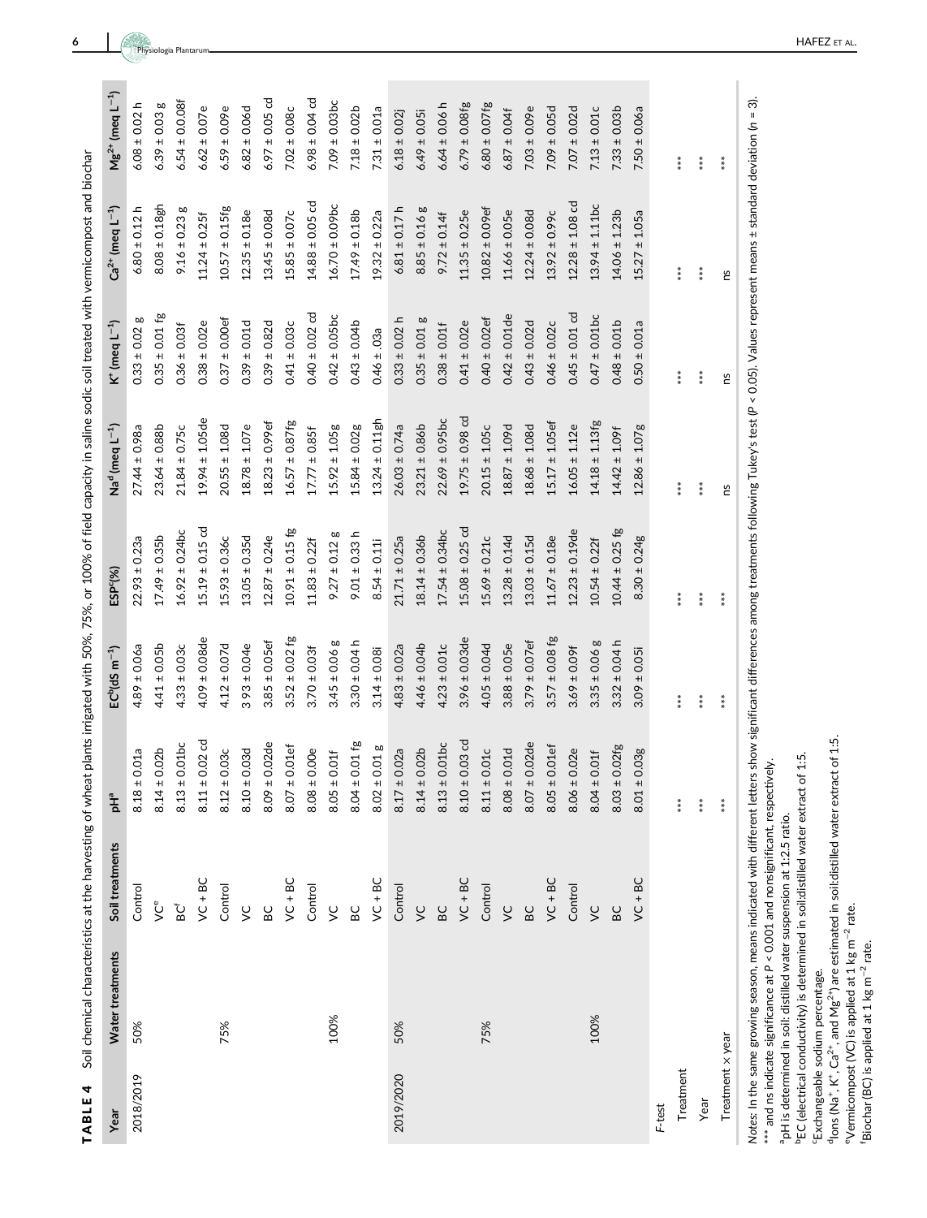**TABLE 4** Soil chemical characteristics at the harvesting of wheat plants irrigated with 50%, 75%, or 100% of field capacity in saline sodic soil treated with vermicompost and biochar

| Year | Water treatments | Soil treatments | pH[a] | EC[b] (dS $m^{-1}$) | ESP[c] (%) | $Na^{d}$ (meq $L^{-1}$) | $K^{+}$ (meq $L^{-1}$) | $Ca^{2+}$ (meq $L^{-1}$) | $Mg^{2+}$ (meq $L^{-1}$) |
|---|---|---|---|---|---|---|---|---|---|
| 2018/2019 | 50% | Control | 8.18 ± 0.01a | 4.89 ± 0.06a | 22.93 ± 0.23a | 27.44 ± 0.98a | 0.33 ± 0.02 g | 6.80 ± 0.12 h | 6.08 ± 0.02 h |
| | | VC[e] | 8.14 ± 0.02b | 4.41 ± 0.05b | 17.49 ± 0.35b | 23.64 ± 0.88b | 0.35 ± 0.01 fg | 8.08 ± 0.18gh | 6.39 ± 0.03 g |
| | | BC[f] | 8.13 ± 0.01bc | 4.33 ± 0.03c | 16.92 ± 0.24bc | 21.84 ± 0.75c | 0.36 ± 0.03f | 9.16 ± 0.23 g | 6.54 ± 0.08f |
| | | VC + BC | 8.11 ± 0.02 cd | 4.09 ± 0.08de | 15.19 ± 0.15 cd | 19.94 ± 1.05de | 0.38 ± 0.02e | 11.24 ± 0.25f | 6.62 ± 0.07e |
| | 75% | Control | 8.12 ± 0.03c | 4.12 ± 0.07d | 15.93 ± 0.36c | 20.55 ± 1.08d | 0.37 ± 0.00ef | 10.57 ± 0.15fg | 6.59 ± 0.09e |
| | | VC | 8.10 ± 0.03d | 3.93 ± 0.04e | 13.05 ± 0.35d | 18.78 ± 1.07e | 0.39 ± 0.01d | 12.35 ± 0.18e | 6.82 ± 0.06d |
| | | BC | 8.09 ± 0.02de | 3.85 ± 0.05ef | 12.87 ± 0.24e | 18.23 ± 0.99ef | 0.39 ± 0.82d | 13.45 ± 0.08d | 6.97 ± 0.05 cd |
| | | VC + BC | 8.07 ± 0.01ef | 3.52 ± 0.02 fg | 10.91 ± 0.15 fg | 16.57 ± 0.87fg | 0.41 ± 0.03c | 15.85 ± 0.07c | 7.02 ± 0.08c |
| | 100% | Control | 8.08 ± 0.00e | 3.70 ± 0.03f | 11.83 ± 0.22f | 17.77 ± 0.85f | 0.40 ± 0.02 cd | 14.88 ± 0.05 cd | 6.98 ± 0.04 cd |
| | | VC | 8.05 ± 0.01f | 3.45 ± 0.06 g | 9.27 ± 0.12 g | 15.92 ± 1.05g | 0.42 ± 0.05bc | 16.70 ± 0.09bc | 7.09 ± 0.03bc |
| | | BC | 8.04 ± 0.01 fg | 3.30 ± 0.04 h | 9.01 ± 0.33 h | 15.84 ± 0.02g | 0.43 ± 0.04b | 17.49 ± 0.18b | 7.18 ± 0.02b |
| | | VC + BC | 8.02 ± 0.01 g | 3.14 ± 0.08i | 8.54 ± 0.11i | 13.24 ± 0.11gh | 0.46 ± .03a | 19.32 ± 0.22a | 7.31 ± 0.01a |
| 2019/2020 | 50% | Control | 8.17 ± 0.02a | 4.83 ± 0.02a | 21.71 ± 0.25a | 26.03 ± 0.74a | 0.33 ± 0.02 h | 6.81 ± 0.17 h | 6.18 ± 0.02j |
| | | VC | 8.14 ± 0.02b | 4.46 ± 0.04b | 18.14 ± 0.36b | 23.21 ± 0.86b | 0.35 ± 0.01 g | 8.85 ± 0.16 g | 6.49 ± 0.05i |
| | | BC | 8.13 ± 0.01bc | 4.23 ± 0.01c | 17.54 ± 0.34bc | 22.69 ± 0.95bc | 0.38 ± 0.01f | 9.72 ± 0.14f | 6.64 ± 0.06 h |
| | | VC + BC | 8.10 ± 0.03 cd | 3.96 ± 0.03de | 15.08 ± 0.25 cd | 19.75 ± 0.98 cd | 0.41 ± 0.02e | 11.35 ± 0.25e | 6.79 ± 0.08fg |
| | 75% | Control | 8.11 ± 0.01c | 4.05 ± 0.04d | 15.69 ± 0.21c | 20.15 ± 1.05c | 0.40 ± 0.02ef | 10.82 ± 0.09ef | 6.80 ± 0.07fg |
| | | VC | 8.08 ± 0.01d | 3.88 ± 0.05e | 13.28 ± 0.14d | 18.87 ± 1.09d | 0.42 ± 0.01de | 11.66 ± 0.05e | 6.87 ± 0.04f |
| | | BC | 8.07 ± 0.02de | 3.79 ± 0.07ef | 13.03 ± 0.15d | 18.68 ± 1.08d | 0.43 ± 0.02d | 12.24 ± 0.08d | 7.03 ± 0.09e |
| | | VC + BC | 8.05 ± 0.01ef | 3.57 ± 0.08 fg | 11.67 ± 0.18e | 15.17 ± 1.05ef | 0.46 ± 0.02c | 13.92 ± 0.99c | 7.09 ± 0.05d |
| | 100% | Control | 8.06 ± 0.02e | 3.69 ± 0.09f | 12.23 ± 0.19de | 16.05 ± 1.12e | 0.45 ± 0.01 cd | 12.28 ± 1.08 cd | 7.07 ± 0.02d |
| | | VC | 8.04 ± 0.01f | 3.35 ± 0.06 g | 10.54 ± 0.22f | 14.18 ± 1.13fg | 0.47 ± 0.01bc | 13.94 ± 1.11bc | 7.13 ± 0.01c |
| | | BC | 8.03 ± 0.02fg | 3.32 ± 0.04 h | 10.44 ± 0.25 fg | 14.42 ± 1.09f | 0.48 ± 0.01b | 14.06 ± 1.23b | 7.33 ± 0.03b |
| | | VC + BC | 8.01 ± 0.03g | 3.09 ± 0.05i | 8.30 ± 0.24g | 12.86 ± 1.07g | 0.50 ± 0.01a | 15.27 ± 1.05a | 7.50 ± 0.06a |
| *F*-test | | | | | | | | | |
| Treatment | | | *** | *** | *** | *** | *** | *** | *** |
| Year | | | *** | *** | *** | *** | *** | *** | *** |
| Treatment × year | | | *** | *** | *** | ns | ns | ns | *** |

*Notes*: In the same growing season, means indicated with different letters show significant differences among treatments following Tukey's test ($P < 0.05$). Values represent means ± standard deviation ($n$ = 3).

*** and ns indicate significance at $P < 0.001$ and nonsignificant, respectively.

[a]pH is determined in soil: distilled water suspension at 1:2.5 ratio.

[b]EC (electrical conductivity) is determined in soil:distilled water extract of 1:5.

[c]Exchangeable sodium percentage.

[d]Ions ($Na^{+}$, $K^{+}$, $Ca^{2+}$, and $Mg^{2+}$) are estimated in soil:distilled water extract of 1:5.

[e]Vermicompost (VC) is applied at 1 kg $m^{-2}$ rate.

[f]Biochar (BC) is applied at 1 kg $m^{-2}$ rate.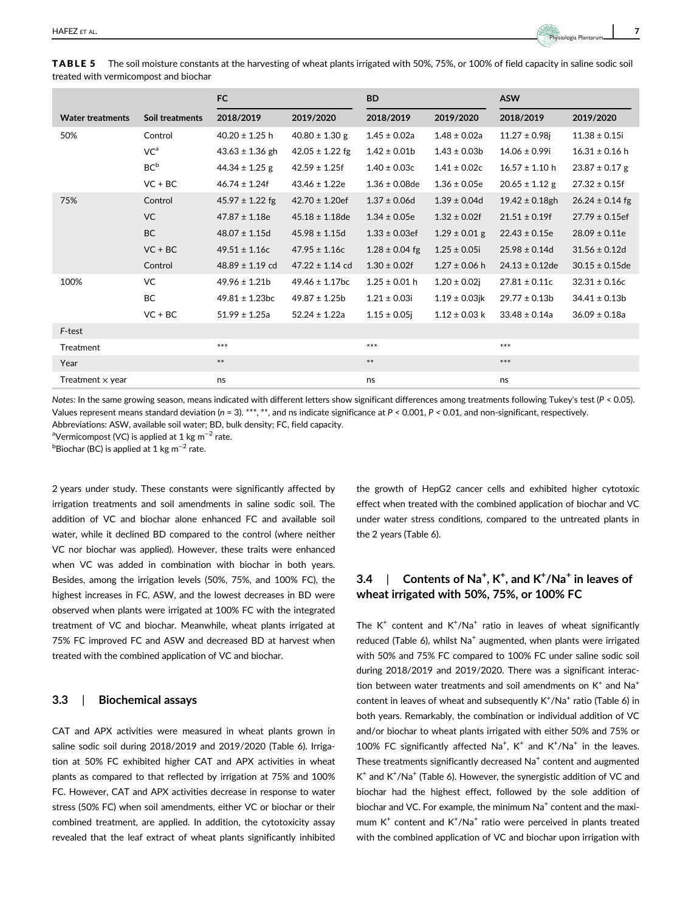**TABLE 5** The soil moisture constants at the harvesting of wheat plants irrigated with 50%, 75%, or 100% of field capacity in saline sodic soil treated with vermicompost and biochar

| | | FC | | BD | | ASW | |
|---|---|---|---|---|---|---|---|
| Water treatments | Soil treatments | 2018/2019 | 2019/2020 | 2018/2019 | 2019/2020 | 2018/2019 | 2019/2020 |
| 50% | Control | 40.20 ± 1.25 h | 40.80 ± 1.30 g | 1.45 ± 0.02a | 1.48 ± 0.02a | 11.27 ± 0.98j | 11.38 ± 0.15i |
| | VC[a] | 43.63 ± 1.36 gh | 42.05 ± 1.22 fg | 1.42 ± 0.01b | 1.43 ± 0.03b | 14.06 ± 0.99i | 16.31 ± 0.16 h |
| | BC[b] | 44.34 ± 1.25 g | 42.59 ± 1.25f | 1.40 ± 0.03c | 1.41 ± 0.02c | 16.57 ± 1.10 h | 23.87 ± 0.17 g |
| | VC + BC | 46.74 ± 1.24f | 43.46 ± 1.22e | 1.36 ± 0.08de | 1.36 ± 0.05e | 20.65 ± 1.12 g | 27.32 ± 0.15f |
| 75% | Control | 45.97 ± 1.22 fg | 42.70 ± 1.20ef | 1.37 ± 0.06d | 1.39 ± 0.04d | 19.42 ± 0.18gh | 26.24 ± 0.14 fg |
| | VC | 47.87 ± 1.18e | 45.18 ± 1.18de | 1.34 ± 0.05e | 1.32 ± 0.02f | 21.51 ± 0.19f | 27.79 ± 0.15ef |
| | BC | 48.07 ± 1.15d | 45.98 ± 1.15d | 1.33 ± 0.03ef | 1.29 ± 0.01 g | 22.43 ± 0.15e | 28.09 ± 0.11e |
| | VC + BC | 49.51 ± 1.16c | 47.95 ± 1.16c | 1.28 ± 0.04 fg | 1.25 ± 0.05i | 25.98 ± 0.14d | 31.56 ± 0.12d |
| | Control | 48.89 ± 1.19 cd | 47.22 ± 1.14 cd | 1.30 ± 0.02f | 1.27 ± 0.06 h | 24.13 ± 0.12de | 30.15 ± 0.15de |
| 100% | VC | 49.96 ± 1.21b | 49.46 ± 1.17bc | 1.25 ± 0.01 h | 1.20 ± 0.02j | 27.81 ± 0.11c | 32.31 ± 0.16c |
| | BC | 49.81 ± 1.23bc | 49.87 ± 1.25b | 1.21 ± 0.03i | 1.19 ± 0.03jk | 29.77 ± 0.13b | 34.41 ± 0.13b |
| | VC + BC | 51.99 ± 1.25a | 52.24 ± 1.22a | 1.15 ± 0.05j | 1.12 ± 0.03 k | 33.48 ± 0.14a | 36.09 ± 0.18a |
| *F*-test | | | | | | | |
| Treatment | | *** | | *** | | *** | |
| Year | | ** | | ** | | *** | |
| Treatment × year | | ns | | ns | | ns | |

*Notes:* In the same growing season, means indicated with different letters show significant differences among treatments following Tukey's test ($P < 0.05$). Values represent means standard deviation ($n = 3$). ***, **, and ns indicate significance at $P < 0.001$, $P < 0.01$, and non-significant, respectively.

Abbreviations: ASW, available soil water; BD, bulk density; FC, field capacity.

[a]Vermicompost (VC) is applied at 1 kg $m^{-2}$ rate.

[b]Biochar (BC) is applied at 1 kg $m^{-2}$ rate.

2 years under study. These constants were significantly affected by irrigation treatments and soil amendments in saline sodic soil. The addition of VC and biochar alone enhanced FC and available soil water, while it declined BD compared to the control (where neither VC nor biochar was applied). However, these traits were enhanced when VC was added in combination with biochar in both years. Besides, among the irrigation levels (50%, 75%, and 100% FC), the highest increases in FC, ASW, and the lowest decreases in BD were observed when plants were irrigated at 100% FC with the integrated treatment of VC and biochar. Meanwhile, wheat plants irrigated at 75% FC improved FC and ASW and decreased BD at harvest when treated with the combined application of VC and biochar.

### 3.3 | Biochemical assays

CAT and APX activities were measured in wheat plants grown in saline sodic soil during 2018/2019 and 2019/2020 (Table 6). Irrigation at 50% FC exhibited higher CAT and APX activities in wheat plants as compared to that reflected by irrigation at 75% and 100% FC. However, CAT and APX activities decrease in response to water stress (50% FC) when soil amendments, either VC or biochar or their combined treatment, are applied. In addition, the cytotoxicity assay revealed that the leaf extract of wheat plants significantly inhibited the growth of HepG2 cancer cells and exhibited higher cytotoxic effect when treated with the combined application of biochar and VC under water stress conditions, compared to the untreated plants in the 2 years (Table 6).

### 3.4 | Contents of $Na^+$, $K^+$, and $K^+/Na^+$ in leaves of wheat irrigated with 50%, 75%, or 100% FC

The $K^+$ content and $K^+/Na^+$ ratio in leaves of wheat significantly reduced (Table 6), whilst $Na^+$ augmented, when plants were irrigated with 50% and 75% FC compared to 100% FC under saline sodic soil during 2018/2019 and 2019/2020. There was a significant interaction between water treatments and soil amendments on $K^+$ and $Na^+$ content in leaves of wheat and subsequently $K^+/Na^+$ ratio (Table 6) in both years. Remarkably, the combination or individual addition of VC and/or biochar to wheat plants irrigated with either 50% and 75% or 100% FC significantly affected $Na^+$, $K^+$ and $K^+/Na^+$ in the leaves. These treatments significantly decreased $Na^+$ content and augmented $K^+$ and $K^+/Na^+$ (Table 6). However, the synergistic addition of VC and biochar had the highest effect, followed by the sole addition of biochar and VC. For example, the minimum $Na^+$ content and the maximum $K^+$ content and $K^+/Na^+$ ratio were perceived in plants treated with the combined application of VC and biochar upon irrigation with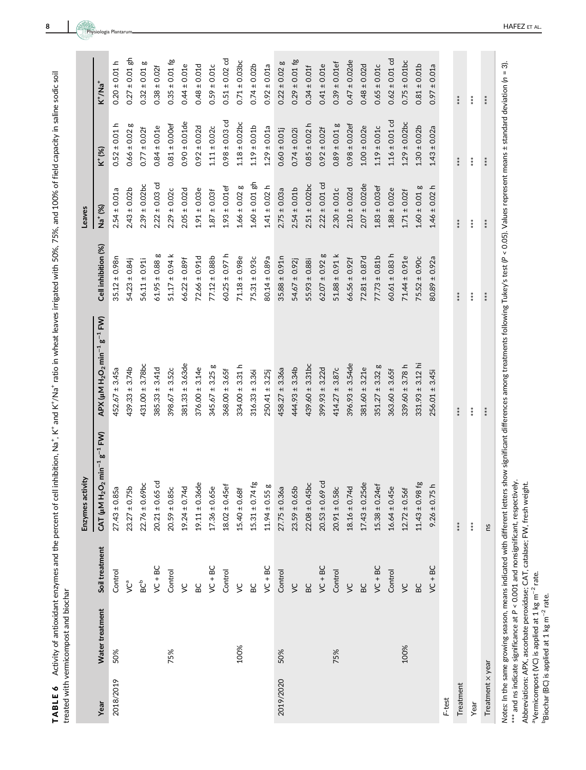**TABLE 6** Activity of antioxidant enzymes and the percent of cell inhibition, $Na^+$, $K^+$ and $K^+/Na^+$ ratio in wheat leaves irrigated with 50%, 75%, and 100% of field capacity in saline sodic soil treated with vermicompost and biochar

| Year | Water treatment | Soil treatment | Enzymes activity | | | Leaves | | |
|---|---|---|---|---|---|---|---|---|
| | | | CAT (μM $H_2O_2$ $min^{-1}$ $g^{-1}$ FW) | APX (μM $H_2O_2$ $min^{-1}$ $g^{-1}$ FW) | Cell inhibition (%) | $Na^+$ (%) | $K^+$ (%) | $K^+/Na^+$ |
| 2018/2019 | 50% | Control | 27.43 ± 0.85a | 452.67 ± 3.45a | 35.12 ± 0.98n | 2.54 ± 0.01a | 0.52 ± 0.01 h | 0.20 ± 0.01 h |
| | | VC[a] | 23.27 ± 0.75b | 439.33 ± 3.74b | 54.23 ± 0.84j | 2.43 ± 0.02b | 0.66 ± 0.02 g | 0.27 ± 0.01 gh |
| | | BC[b] | 22.76 ± 0.69bc | 431.00 ± 3.78bc | 56.11 ± 0.91i | 2.39 ± 0.02bc | 0.77 ± 0.02f | 0.32 ± 0.01 g |
| | | VC + BC | 20.21 ± 0.65 cd | 385.33 ± 3.41d | 61.95 ± 0.88 g | 2.22 ± 0.03 cd | 0.84 ± 0.01e | 0.38 ± 0.02f |
| | 75% | Control | 20.59 ± 0.85c | 398.67 ± 3.52c | 51.17 ± 0.94 k | 2.29 ± 0.02c | 0.81 ± 0.00ef | 0.35 ± 0.01 fg |
| | | VC | 19.24 ± 0.74d | 381.33 ± 3.63de | 66.22 ± 0.89f | 2.05 ± 0.02d | 0.90 ± 0.01de | 0.44 ± 0.01e |
| | | BC | 19.11 ± 0.36de | 376.00 ± 3.14e | 72.66 ± 0.91d | 1.91 ± 0.03e | 0.92 ± 0.02d | 0.48 ± 0.01d |
| | | VC + BC | 17.36 ± 0.65e | 345.67 ± 3.25 g | 77.12 ± 0.88b | 1.87 ± 0.03f | 1.11 ± 0.02c | 0.59 ± 0.01c |
| | 100% | Control | 18.02 ± 0.45ef | 368.00 ± 3.65f | 60.25 ± 0.97 h | 1.93 ± 0.01ef | 0.98 ± 0.03 cd | 0.51 ± 0.02 cd |
| | | VC | 15.40 ± 0.68f | 334.00 ± 3.31 h | 71.18 ± 0.98e | 1.66 ± 0.02 g | 1.18 ± 0.02bc | 0.71 ± 0.03bc |
| | | BC | 15.31 ± 0.74 fg | 316.33 ± 3.36i | 75.31 ± 0.93c | 1.60 ± 0.01 gh | 1.19 ± 0.01b | 0.74 ± 0.02b |
| | | VC + BC | 11.94 ± 0.55 g | 250.41 ± 3.25j | 80.14 ± 0.89a | 1.41 ± 0.02 h | 1.29 ± 0.01a | 0.92 ± 0.01a |
| 2019/2020 | 50% | Control | 27.75 ± 0.36a | 458.27 ± 3.36a | 35.88 ± 0.91n | 2.75 ± 0.03a | 0.60 ± 0.01j | 0.22 ± 0.02 g |
| | | VC | 23.59 ± 0.65b | 444.93 ± 3.34b | 54.67 ± 0.92j | 2.54 ± 0.01b | 0.74 ± 0.02i | 0.29 ± 0.01 fg |
| | | BC | 22.08 ± 0.45bc | 439.60 ± 3.31bc | 55.93 ± 0.88i | 2.51 ± 0.02bc | 0.85 ± 0.02 h | 0.34 ± 0.01f |
| | | VC + BC | 20.53 ± 0.69 cd | 399.93 ± 3.22d | 62.07 ± 0.92 g | 2.22 ± 0.01 cd | 0.92 ± 0.02f | 0.41 ± 0.01e |
| | 75% | Control | 20.91 ± 0.58c | 414.27 ± 3.87c | 51.88 ± 0.91 k | 2.30 ± 0.01c | 0.89 ± 0.01 g | 0.39 ± 0.01ef |
| | | VC | 18.16 ± 0.74d | 396.93 ± 3.54de | 66.56 ± 0.92f | 2.10 ± 0.02d | 0.98 ± 0.02ef | 0.47 ± 0.02de |
| | | BC | 17.43 ± 0.25de | 381.60 ± 3.21e | 72.81 ± 0.87d | 2.07 ± 0.02de | 1.00 ± 0.02e | 0.48 ± 0.02d |
| | | VC + BC | 15.38 ± 0.24ef | 351.27 ± 3.32 g | 77.73 ± 0.81b | 1.83 ± 0.03ef | 1.19 ± 0.01c | 0.65 ± 0.01c |
| | 100% | Control | 16.64 ± 0.45e | 363.60 ± 3.65f | 60.61 ± 0.83 h | 1.88 ± 0.02e | 1.16 ± 0.01 cd | 0.62 ± 0.01 cd |
| | | VC | 12.72 ± 0.56f | 339.60 ± 3.78 h | 71.44 ± 0.91e | 1.71 ± 0.02f | 1.29 ± 0.02bc | 0.75 ± 0.01bc |
| | | BC | 11.43 ± 0.98 fg | 331.93 ± 3.12 hi | 75.52 ± 0.90c | 1.60 ± 0.01 g | 1.30 ± 0.02b | 0.81 ± 0.01b |
| | | VC + BC | 9.26 ± 0.75 h | 256.01 ± 3.45i | 80.89 ± 0.92a | 1.46 ± 0.02 h | 1.43 ± 0.02a | 0.97 ± 0.01a |
| *F*-test | | | | | | | | |
| Treatment | | | *** | *** | *** | *** | *** | *** |
| Year | | | *** | *** | *** | *** | *** | *** |
| Treatment × year | | | ns | *** | *** | *** | *** | *** |

*Notes*: In the same growing season, means indicated with different letters show significant differences among treatments following Tukey's test ($P < 0.05$). Values represent means ± standard deviation ($n = 3$).

*** and ns indicate significance at $P < 0.001$ and nonsignificant, respectively.

Abbreviations: APX, ascorbate peroxidase; CAT, catalase; FW, fresh weight.

[a]Vermicompost (VC) is applied at 1 kg $m^{-2}$ rate.

[b]Biochar (BC) is applied at 1 kg $m^{-2}$ rate.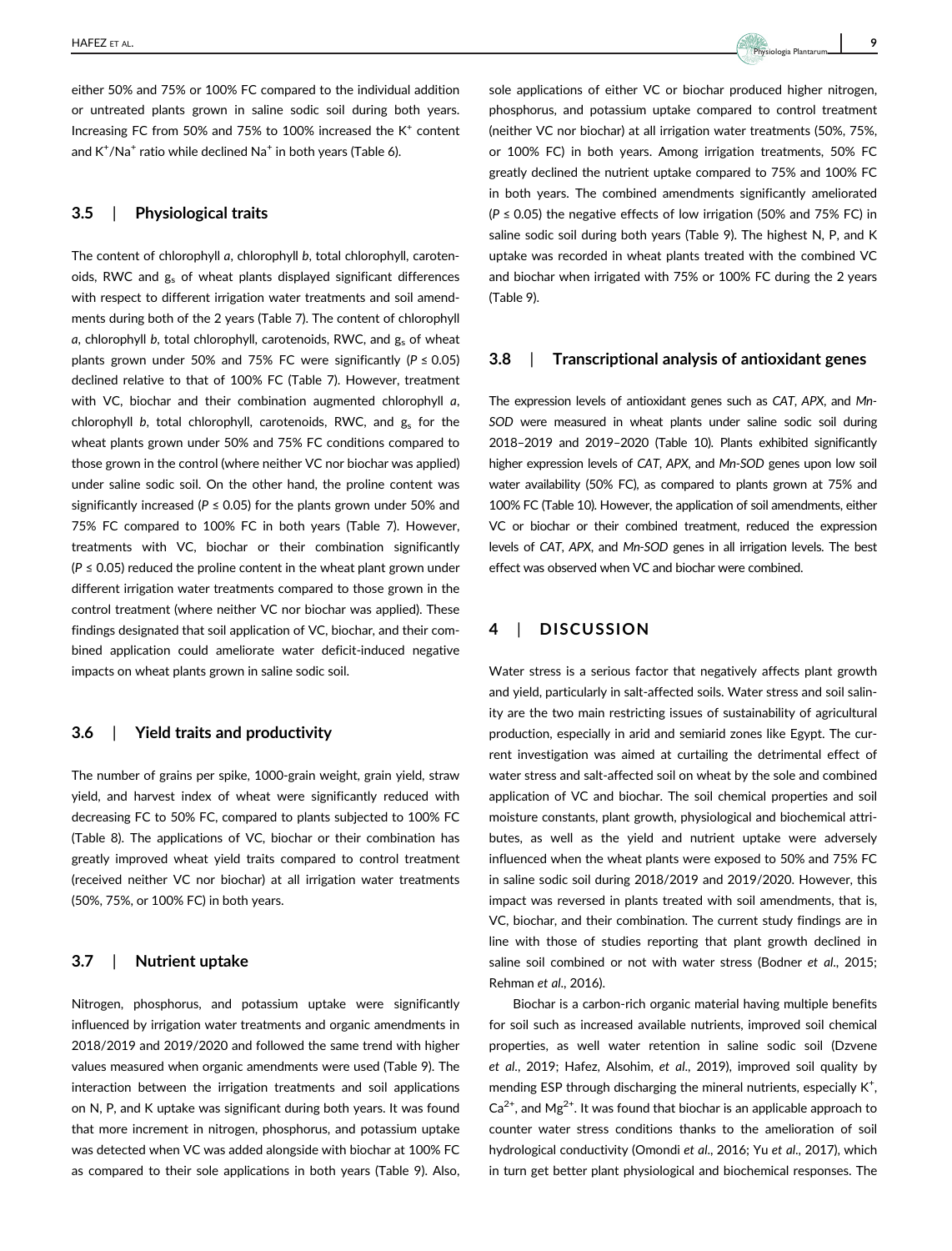either 50% and 75% or 100% FC compared to the individual addition or untreated plants grown in saline sodic soil during both years. Increasing FC from 50% and 75% to 100% increased the $K^+$ content and $K^+/Na^+$ ratio while declined $Na^+$ in both years (Table 6).

## 3.5 | Physiological traits

The content of chlorophyll *a*, chlorophyll *b*, total chlorophyll, carotenoids, RWC and $g_s$ of wheat plants displayed significant differences with respect to different irrigation water treatments and soil amendments during both of the 2 years (Table 7). The content of chlorophyll *a*, chlorophyll *b*, total chlorophyll, carotenoids, RWC, and $g_s$ of wheat plants grown under 50% and 75% FC were significantly ($P \leq 0.05$) declined relative to that of 100% FC (Table 7). However, treatment with VC, biochar and their combination augmented chlorophyll *a*, chlorophyll *b*, total chlorophyll, carotenoids, RWC, and $g_s$ for the wheat plants grown under 50% and 75% FC conditions compared to those grown in the control (where neither VC nor biochar was applied) under saline sodic soil. On the other hand, the proline content was significantly increased ($P \leq 0.05$) for the plants grown under 50% and 75% FC compared to 100% FC in both years (Table 7). However, treatments with VC, biochar or their combination significantly ($P \leq 0.05$) reduced the proline content in the wheat plant grown under different irrigation water treatments compared to those grown in the control treatment (where neither VC nor biochar was applied). These findings designated that soil application of VC, biochar, and their combined application could ameliorate water deficit-induced negative impacts on wheat plants grown in saline sodic soil.

## 3.6 | Yield traits and productivity

The number of grains per spike, 1000-grain weight, grain yield, straw yield, and harvest index of wheat were significantly reduced with decreasing FC to 50% FC, compared to plants subjected to 100% FC (Table 8). The applications of VC, biochar or their combination has greatly improved wheat yield traits compared to control treatment (received neither VC nor biochar) at all irrigation water treatments (50%, 75%, or 100% FC) in both years.

## 3.7 | Nutrient uptake

Nitrogen, phosphorus, and potassium uptake were significantly influenced by irrigation water treatments and organic amendments in 2018/2019 and 2019/2020 and followed the same trend with higher values measured when organic amendments were used (Table 9). The interaction between the irrigation treatments and soil applications on N, P, and K uptake was significant during both years. It was found that more increment in nitrogen, phosphorus, and potassium uptake was detected when VC was added alongside with biochar at 100% FC as compared to their sole applications in both years (Table 9). Also, sole applications of either VC or biochar produced higher nitrogen, phosphorus, and potassium uptake compared to control treatment (neither VC nor biochar) at all irrigation water treatments (50%, 75%, or 100% FC) in both years. Among irrigation treatments, 50% FC greatly declined the nutrient uptake compared to 75% and 100% FC in both years. The combined amendments significantly ameliorated ($P \leq 0.05$) the negative effects of low irrigation (50% and 75% FC) in saline sodic soil during both years (Table 9). The highest N, P, and K uptake was recorded in wheat plants treated with the combined VC and biochar when irrigated with 75% or 100% FC during the 2 years (Table 9).

## 3.8 | Transcriptional analysis of antioxidant genes

The expression levels of antioxidant genes such as *CAT*, *APX*, and *Mn-SOD* were measured in wheat plants under saline sodic soil during 2018–2019 and 2019–2020 (Table 10). Plants exhibited significantly higher expression levels of *CAT*, *APX*, and *Mn-SOD* genes upon low soil water availability (50% FC), as compared to plants grown at 75% and 100% FC (Table 10). However, the application of soil amendments, either VC or biochar or their combined treatment, reduced the expression levels of *CAT*, *APX*, and *Mn-SOD* genes in all irrigation levels. The best effect was observed when VC and biochar were combined.

# 4 | DISCUSSION

Water stress is a serious factor that negatively affects plant growth and yield, particularly in salt-affected soils. Water stress and soil salinity are the two main restricting issues of sustainability of agricultural production, especially in arid and semiarid zones like Egypt. The current investigation was aimed at curtailing the detrimental effect of water stress and salt-affected soil on wheat by the sole and combined application of VC and biochar. The soil chemical properties and soil moisture constants, plant growth, physiological and biochemical attributes, as well as the yield and nutrient uptake were adversely influenced when the wheat plants were exposed to 50% and 75% FC in saline sodic soil during 2018/2019 and 2019/2020. However, this impact was reversed in plants treated with soil amendments, that is, VC, biochar, and their combination. The current study findings are in line with those of studies reporting that plant growth declined in saline soil combined or not with water stress (Bodner *et al*., 2015; Rehman *et al*., 2016).

Biochar is a carbon-rich organic material having multiple benefits for soil such as increased available nutrients, improved soil chemical properties, as well water retention in saline sodic soil (Dzvene *et al*., 2019; Hafez, Alsohim, *et al*., 2019), improved soil quality by mending ESP through discharging the mineral nutrients, especially $K^+$, $Ca^{2+}$, and $Mg^{2+}$. It was found that biochar is an applicable approach to counter water stress conditions thanks to the amelioration of soil hydrological conductivity (Omondi *et al*., 2016; Yu *et al*., 2017), which in turn get better plant physiological and biochemical responses. The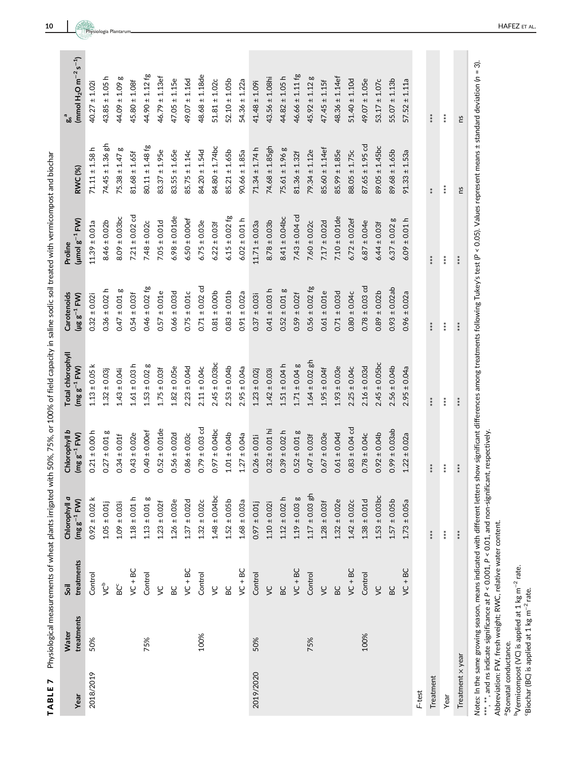**TABLE 7** Physiological measurements of wheat plants irrigated with 50%, 75%, or 100% of field capacity in saline sodic soil treated with vermicompost and biochar

| Year | Water treatments | Soil treatments | Chlorophyll *a* (mg $g^{-1}$ FW) | Chlorophyll *b* (mg $g^{-1}$ FW) | Total chlorophyll (mg $g^{-1}$ FW) | Carotenoids (µg $g^{-1}$ FW) | Proline (µmol $g^{-1}$ FW) | RWC (%) | $g_s$[a] (mmol $H_2O$ $m^{-2}$ $s^{-1}$) |
|---|---|---|---|---|---|---|---|---|---|
| 2018/2019 | 50% | Control | 0.92 ± 0.02 k | 0.21 ± 0.00 h | 1.13 ± 0.05 k | 0.32 ± 0.02i | 11.39 ± 0.01a | 71.11 ± 1.58 h | 40.27 ± 1.02i |
| | | VC[b] | 1.05 ± 0.01j | 0.27 ± 0.01 g | 1.32 ± 0.03j | 0.36 ± 0.02 h | 8.46 ± 0.02b | 74.45 ± 1.36 gh | 43.85 ± 1.05 h |
| | | BC[c] | 1.09 ± 0.03i | 0.34 ± 0.01f | 1.43 ± 0.04i | 0.47 ± 0.01 g | 8.09 ± 0.03bc | 75.38 ± 1.47 g | 44.09 ± 1.09 g |
| | | VC + BC | 1.18 ± 0.01 h | 0.43 ± 0.02e | 1.61 ± 0.03 h | 0.54 ± 0.03f | 7.21 ± 0.02 cd | 81.68 ± 1.65f | 45.80 ± 1.08f |
| | 75% | Control | 1.13 ± 0.01 g | 0.40 ± 0.00ef | 1.53 ± 0.02 g | 0.46 ± 0.02 fg | 7.48 ± 0.02c | 80.11 ± 1.48 fg | 44.90 ± 1.12 fg |
| | | VC | 1.23 ± 0.02f | 0.52 ± 0.01de | 1.75 ± 0.03f | 0.57 ± 0.01e | 7.05 ± 0.01d | 83.37 ± 1.95e | 46.79 ± 1.13ef |
| | | BC | 1.26 ± 0.03e | 0.56 ± 0.02d | 1.82 ± 0.05e | 0.66 ± 0.03d | 6.98 ± 0.01de | 83.55 ± 1.65e | 47.05 ± 1.15e |
| | | VC + BC | 1.37 ± 0.02d | 0.86 ± 0.03c | 2.23 ± 0.04d | 0.75 ± 0.01c | 6.50 ± 0.00ef | 85.75 ± 1.14c | 49.07 ± 1.16d |
| | 100% | Control | 1.32 ± 0.02c | 0.79 ± 0.03 cd | 2.11 ± 0.04c | 0.71 ± 0.02 cd | 6.75 ± 0.03e | 84.20 ± 1.54d | 48.68 ± 1.18de |
| | | VC | 1.48 ± 0.04bc | 0.97 ± 0.04bc | 2.45 ± 0.03bc | 0.81 ± 0.00b | 6.22 ± 0.03f | 84.80 ± 1.74bc | 51.81 ± 1.02c |
| | | BC | 1.52 ± 0.05b | 1.01 ± 0.04b | 2.53 ± 0.04b | 0.83 ± 0.01b | 6.15 ± 0.02 fg | 85.21 ± 1.65b | 52.10 ± 1.05b |
| | | VC + BC | 1.68 ± 0.03a | 1.27 ± 0.04a | 2.95 ± 0.04a | 0.91 ± 0.02a | 6.02 ± 0.01 h | 90.66 ± 1.85a | 54.36 ± 1.22a |
| 2019/2020 | 50% | Control | 0.97 ± 0.01j | 0.26 ± 0.01i | 1.23 ± 0.02j | 0.37 ± 0.03i | 11.71 ± 0.03a | 71.34 ± 1.74 h | 41.48 ± 1.09i |
| | | VC | 1.10 ± 0.02i | 0.32 ± 0.01 hi | 1.42 ± 0.03i | 0.41 ± 0.03 h | 8.78 ± 0.03b | 74.68 ± 1.85gh | 43.56 ± 1.08hi |
| | | BC | 1.12 ± 0.02 h | 0.39 ± 0.02 h | 1.51 ± 0.04 h | 0.52 ± 0.01 g | 8.41 ± 0.04bc | 75.61 ± 1.96 g | 44.82 ± 1.05 h |
| | | VC + BC | 1.19 ± 0.03 g | 0.52 ± 0.01 g | 1.71 ± 0.04 g | 0.59 ± 0.02f | 7.43 ± 0.04 cd | 81.36 ± 1.32f | 46.66 ± 1.11 fg |
| | 75% | Control | 1.17 ± 0.03 gh | 0.47 ± 0.03f | 1.64 ± 0.02 gh | 0.56 ± 0.02 fg | 7.60 ± 0.02c | 79.34 ± 1.12e | 45.92 ± 1.12 g |
| | | VC | 1.28 ± 0.03f | 0.67 ± 0.03e | 1.95 ± 0.04f | 0.61 ± 0.01e | 7.17 ± 0.02d | 85.60 ± 1.14ef | 47.45 ± 1.15f |
| | | BC | 1.32 ± 0.02e | 0.61 ± 0.04d | 1.93 ± 0.03e | 0.71 ± 0.03d | 7.10 ± 0.01de | 85.99 ± 1.85e | 48.36 ± 1.14ef |
| | | VC + BC | 1.42 ± 0.02c | 0.83 ± 0.04 cd | 2.25 ± 0.04c | 0.80 ± 0.04c | 6.72 ± 0.02ef | 88.05 ± 1.75c | 51.40 ± 1.10d |
| | 100% | Control | 1.38 ± 0.01d | 0.78 ± 0.04c | 2.16 ± 0.03d | 0.78 ± 0.03 cd | 6.87 ± 0.04e | 87.65 ± 1.95 cd | 49.07 ± 1.05e |
| | | VC | 1.53 ± 0.03bc | 0.92 ± 0.04b | 2.45 ± 0.05bc | 0.89 ± 0.02b | 6.44 ± 0.03f | 89.05 ± 1.45bc | 53.17 ± 1.07c |
| | | BC | 1.57 ± 0.05b | 0.99 ± 0.03ab | 2.56 ± 0.04b | 0.93 ± 0.02ab | 6.37 ± 0.02 g | 89.68 ± 1.65b | 55.07 ± 1.13b |
| | | VC + BC | 1.73 ± 0.05a | 1.22 ± 0.02a | 2.95 ± 0.04a | 0.96 ± 0.02a | 6.09 ± 0.01 h | 91.33 ± 1.53a | 57.52 ± 1.11a |
| *F*-test | | | | | | | | | |
| Treatment | | | *** | *** | *** | *** | *** | ** | *** |
| Year | | | *** | *** | *** | *** | *** | *** | *** |
| Treatment × year | | | *** | *** | *** | *** | *** | ns | ns |

*Notes*: In the same growing season, means indicated with different letters show significant differences among treatments following Tukey's test ($P < 0.05$). Values represent means ± standard deviation ($n = 3$).

\*\*\*, \*\*, and ns indicate significance at $P < 0.001$, $P < 0.01$, and non-significant, respectively.

Abbreviation: FW, fresh weight; RWC, relative water content.

[a]Stomatal conductance.

[b]Vermicompost (VC) is applied at 1 kg $m^{-2}$ rate.

[c]Biochar (BC) is applied at 1 kg $m^{-2}$ rate.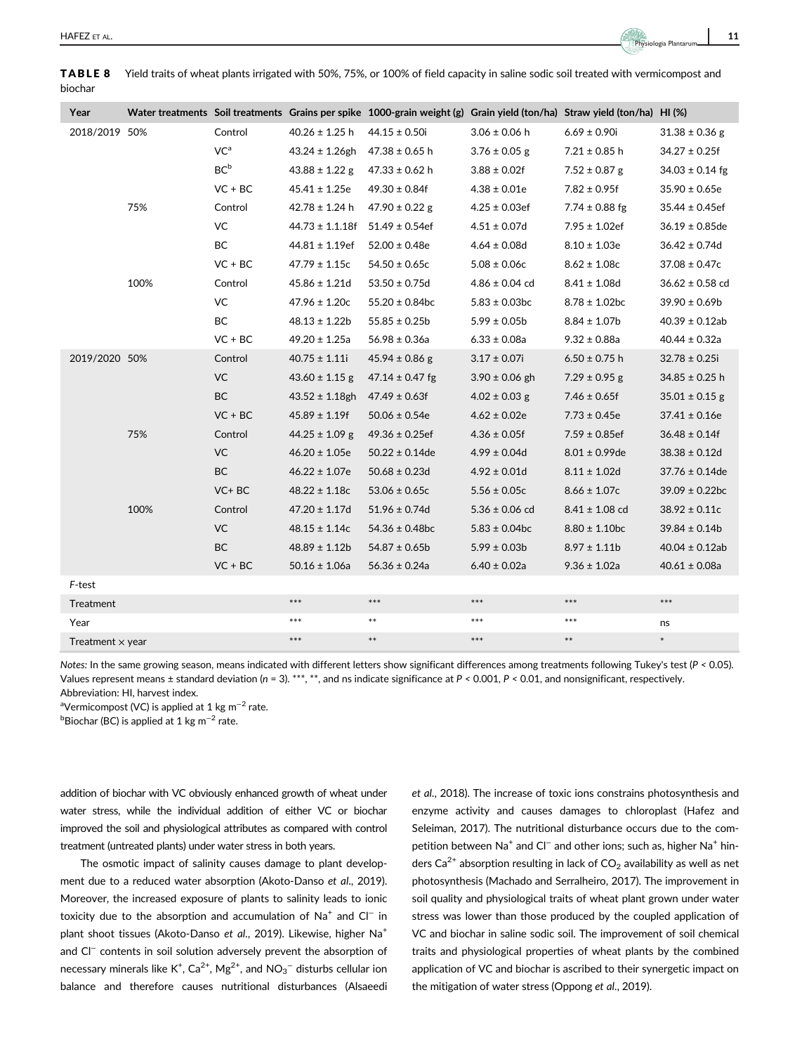**TABLE 8** Yield traits of wheat plants irrigated with 50%, 75%, or 100% of field capacity in saline sodic soil treated with vermicompost and biochar

| Year | Water treatments | Soil treatments | Grains per spike | 1000-grain weight (g) | Grain yield (ton/ha) | Straw yield (ton/ha) | HI (%) |
|---|---|---|---|---|---|---|---|
| 2018/2019 | 50% | Control | 40.26 ± 1.25 h | 44.15 ± 0.50i | 3.06 ± 0.06 h | 6.69 ± 0.90i | 31.38 ± 0.36 g |
| | | VC[a] | 43.24 ± 1.26gh | 47.38 ± 0.65 h | 3.76 ± 0.05 g | 7.21 ± 0.85 h | 34.27 ± 0.25f |
| | | BC[b] | 43.88 ± 1.22 g | 47.33 ± 0.62 h | 3.88 ± 0.02f | 7.52 ± 0.87 g | 34.03 ± 0.14 fg |
| | | VC + BC | 45.41 ± 1.25e | 49.30 ± 0.84f | 4.38 ± 0.01e | 7.82 ± 0.95f | 35.90 ± 0.65e |
| | 75% | Control | 42.78 ± 1.24 h | 47.90 ± 0.22 g | 4.25 ± 0.03ef | 7.74 ± 0.88 fg | 35.44 ± 0.45ef |
| | | VC | 44.73 ± 1.1.18f | 51.49 ± 0.54ef | 4.51 ± 0.07d | 7.95 ± 1.02ef | 36.19 ± 0.85de |
| | | BC | 44.81 ± 1.19ef | 52.00 ± 0.48e | 4.64 ± 0.08d | 8.10 ± 1.03e | 36.42 ± 0.74d |
| | | VC + BC | 47.79 ± 1.15c | 54.50 ± 0.65c | 5.08 ± 0.06c | 8.62 ± 1.08c | 37.08 ± 0.47c |
| | 100% | Control | 45.86 ± 1.21d | 53.50 ± 0.75d | 4.86 ± 0.04 cd | 8.41 ± 1.08d | 36.62 ± 0.58 cd |
| | | VC | 47.96 ± 1.20c | 55.20 ± 0.84bc | 5.83 ± 0.03bc | 8.78 ± 1.02bc | 39.90 ± 0.69b |
| | | BC | 48.13 ± 1.22b | 55.85 ± 0.25b | 5.99 ± 0.05b | 8.84 ± 1.07b | 40.39 ± 0.12ab |
| | | VC + BC | 49.20 ± 1.25a | 56.98 ± 0.36a | 6.33 ± 0.08a | 9.32 ± 0.88a | 40.44 ± 0.32a |
| 2019/2020 | 50% | Control | 40.75 ± 1.11i | 45.94 ± 0.86 g | 3.17 ± 0.07i | 6.50 ± 0.75 h | 32.78 ± 0.25i |
| | | VC | 43.60 ± 1.15 g | 47.14 ± 0.47 fg | 3.90 ± 0.06 gh | 7.29 ± 0.95 g | 34.85 ± 0.25 h |
| | | BC | 43.52 ± 1.18gh | 47.49 ± 0.63f | 4.02 ± 0.03 g | 7.46 ± 0.65f | 35.01 ± 0.15 g |
| | | VC + BC | 45.89 ± 1.19f | 50.06 ± 0.54e | 4.62 ± 0.02e | 7.73 ± 0.45e | 37.41 ± 0.16e |
| | 75% | Control | 44.25 ± 1.09 g | 49.36 ± 0.25ef | 4.36 ± 0.05f | 7.59 ± 0.85ef | 36.48 ± 0.14f |
| | | VC | 46.20 ± 1.05e | 50.22 ± 0.14de | 4.99 ± 0.04d | 8.01 ± 0.99de | 38.38 ± 0.12d |
| | | BC | 46.22 ± 1.07e | 50.68 ± 0.23d | 4.92 ± 0.01d | 8.11 ± 1.02d | 37.76 ± 0.14de |
| | | VC+ BC | 48.22 ± 1.18c | 53.06 ± 0.65c | 5.56 ± 0.05c | 8.66 ± 1.07c | 39.09 ± 0.22bc |
| | 100% | Control | 47.20 ± 1.17d | 51.96 ± 0.74d | 5.36 ± 0.06 cd | 8.41 ± 1.08 cd | 38.92 ± 0.11c |
| | | VC | 48.15 ± 1.14c | 54.36 ± 0.48bc | 5.83 ± 0.04bc | 8.80 ± 1.10bc | 39.84 ± 0.14b |
| | | BC | 48.89 ± 1.12b | 54.87 ± 0.65b | 5.99 ± 0.03b | 8.97 ± 1.11b | 40.04 ± 0.12ab |
| | | VC + BC | 50.16 ± 1.06a | 56.36 ± 0.24a | 6.40 ± 0.02a | 9.36 ± 1.02a | 40.61 ± 0.08a |
| *F*-test | | | | | | | |
| Treatment | | | *** | *** | *** | *** | *** |
| Year | | | *** | ** | *** | *** | ns |
| Treatment × year | | | *** | ** | *** | ** | * |

*Notes:* In the same growing season, means indicated with different letters show significant differences among treatments following Tukey's test ($P < 0.05$). Values represent means ± standard deviation ($n = 3$). ***, **, and ns indicate significance at $P < 0.001$, $P < 0.01$, and nonsignificant, respectively.

Abbreviation: HI, harvest index.

[a]Vermicompost (VC) is applied at 1 kg $m^{-2}$ rate.

[b]Biochar (BC) is applied at 1 kg $m^{-2}$ rate.

addition of biochar with VC obviously enhanced growth of wheat under water stress, while the individual addition of either VC or biochar improved the soil and physiological attributes as compared with control treatment (untreated plants) under water stress in both years.

The osmotic impact of salinity causes damage to plant development due to a reduced water absorption (Akoto-Danso *et al*., 2019). Moreover, the increased exposure of plants to salinity leads to ionic toxicity due to the absorption and accumulation of $Na^+$ and $Cl^-$ in plant shoot tissues (Akoto-Danso *et al*., 2019). Likewise, higher $Na^+$ and $Cl^-$ contents in soil solution adversely prevent the absorption of necessary minerals like $K^+$, $Ca^{2+}$, $Mg^{2+}$, and $NO_3^-$ disturbs cellular ion balance and therefore causes nutritional disturbances (Alsaeedi *et al*., 2018). The increase of toxic ions constrains photosynthesis and enzyme activity and causes damages to chloroplast (Hafez and Seleiman, 2017). The nutritional disturbance occurs due to the competition between $Na^+$ and $Cl^-$ and other ions; such as, higher $Na^+$ hinders $Ca^{2+}$ absorption resulting in lack of $CO_2$ availability as well as net photosynthesis (Machado and Serralheiro, 2017). The improvement in soil quality and physiological traits of wheat plant grown under water stress was lower than those produced by the coupled application of VC and biochar in saline sodic soil. The improvement of soil chemical traits and physiological properties of wheat plants by the combined application of VC and biochar is ascribed to their synergetic impact on the mitigation of water stress (Oppong *et al*., 2019).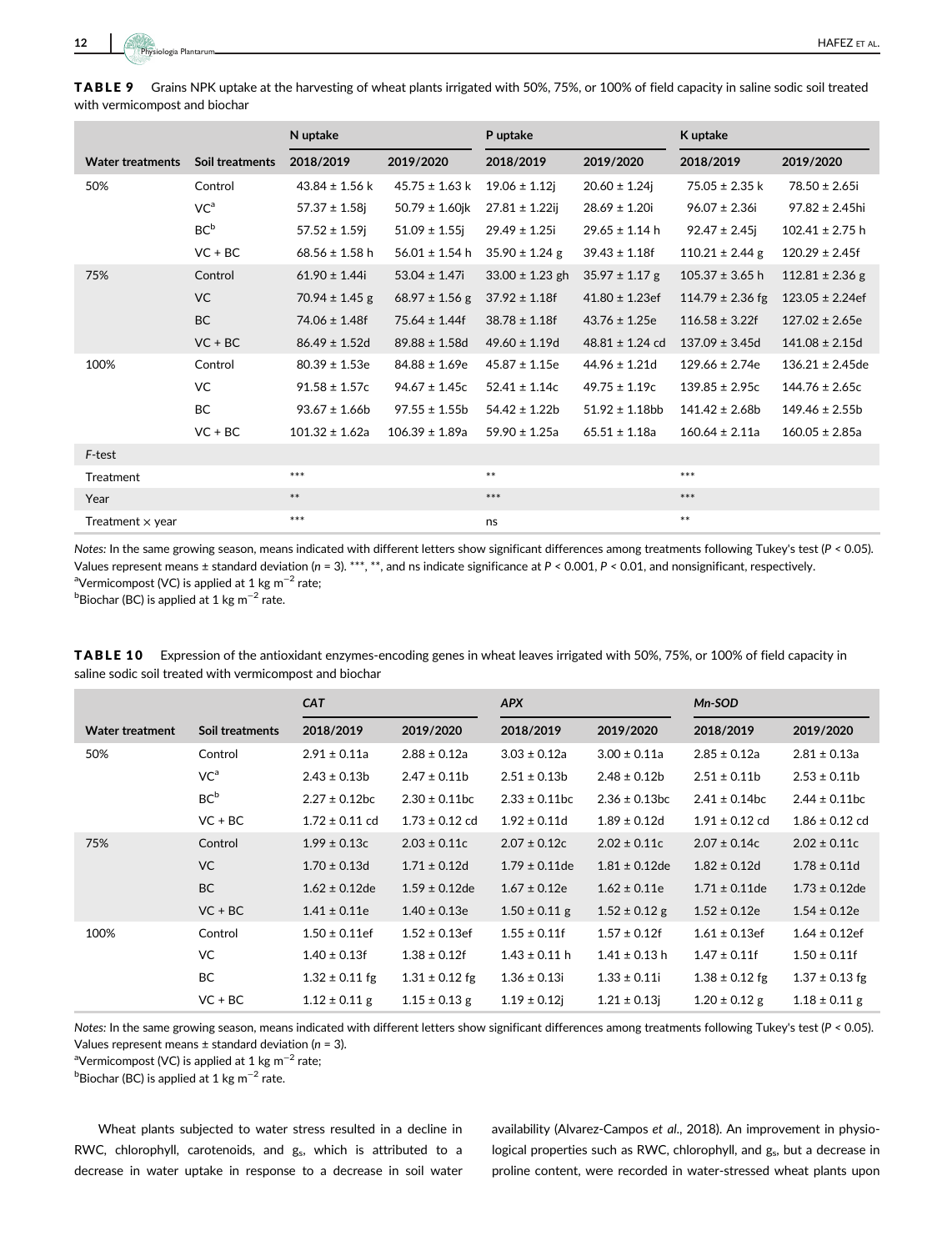**TABLE 9** Grains NPK uptake at the harvesting of wheat plants irrigated with 50%, 75%, or 100% of field capacity in saline sodic soil treated with vermicompost and biochar

| | | N uptake | | P uptake | | K uptake | |
|---|---|---|---|---|---|---|---|
| Water treatments | Soil treatments | 2018/2019 | 2019/2020 | 2018/2019 | 2019/2020 | 2018/2019 | 2019/2020 |
| 50% | Control | 43.84 ± 1.56 k | 45.75 ± 1.63 k | 19.06 ± 1.12j | 20.60 ± 1.24j | 75.05 ± 2.35 k | 78.50 ± 2.65i |
| | VC[a] | 57.37 ± 1.58j | 50.79 ± 1.60jk | 27.81 ± 1.22ij | 28.69 ± 1.20i | 96.07 ± 2.36i | 97.82 ± 2.45hi |
| | BC[b] | 57.52 ± 1.59j | 51.09 ± 1.55j | 29.49 ± 1.25i | 29.65 ± 1.14 h | 92.47 ± 2.45j | 102.41 ± 2.75 h |
| | VC + BC | 68.56 ± 1.58 h | 56.01 ± 1.54 h | 35.90 ± 1.24 g | 39.43 ± 1.18f | 110.21 ± 2.44 g | 120.29 ± 2.45f |
| 75% | Control | 61.90 ± 1.44i | 53.04 ± 1.47i | 33.00 ± 1.23 gh | 35.97 ± 1.17 g | 105.37 ± 3.65 h | 112.81 ± 2.36 g |
| | VC | 70.94 ± 1.45 g | 68.97 ± 1.56 g | 37.92 ± 1.18f | 41.80 ± 1.23ef | 114.79 ± 2.36 fg | 123.05 ± 2.24ef |
| | BC | 74.06 ± 1.48f | 75.64 ± 1.44f | 38.78 ± 1.18f | 43.76 ± 1.25e | 116.58 ± 3.22f | 127.02 ± 2.65e |
| | VC + BC | 86.49 ± 1.52d | 89.88 ± 1.58d | 49.60 ± 1.19d | 48.81 ± 1.24 cd | 137.09 ± 3.45d | 141.08 ± 2.15d |
| 100% | Control | 80.39 ± 1.53e | 84.88 ± 1.69e | 45.87 ± 1.15e | 44.96 ± 1.21d | 129.66 ± 2.74e | 136.21 ± 2.45de |
| | VC | 91.58 ± 1.57c | 94.67 ± 1.45c | 52.41 ± 1.14c | 49.75 ± 1.19c | 139.85 ± 2.95c | 144.76 ± 2.65c |
| | BC | 93.67 ± 1.66b | 97.55 ± 1.55b | 54.42 ± 1.22b | 51.92 ± 1.18bb | 141.42 ± 2.68b | 149.46 ± 2.55b |
| | VC + BC | 101.32 ± 1.62a | 106.39 ± 1.89a | 59.90 ± 1.25a | 65.51 ± 1.18a | 160.64 ± 2.11a | 160.05 ± 2.85a |
| *F*-test | | | | | | | |
| Treatment | | *** | | ** | | *** | |
| Year | | ** | | *** | | *** | |
| Treatment × year | | *** | | ns | | ** | |

*Notes:* In the same growing season, means indicated with different letters show significant differences among treatments following Tukey's test ($P < 0.05$). Values represent means ± standard deviation ($n = 3$). ***, **, and ns indicate significance at $P < 0.001$, $P < 0.01$, and nonsignificant, respectively.
[a]Vermicompost (VC) is applied at 1 kg $m^{-2}$ rate;
[b]Biochar (BC) is applied at 1 kg $m^{-2}$ rate.

**TABLE 10** Expression of the antioxidant enzymes-encoding genes in wheat leaves irrigated with 50%, 75%, or 100% of field capacity in saline sodic soil treated with vermicompost and biochar

| | | *CAT* | | *APX* | | *Mn-SOD* | |
|---|---|---|---|---|---|---|---|
| Water treatment | Soil treatments | 2018/2019 | 2019/2020 | 2018/2019 | 2019/2020 | 2018/2019 | 2019/2020 |
| 50% | Control | 2.91 ± 0.11a | 2.88 ± 0.12a | 3.03 ± 0.12a | 3.00 ± 0.11a | 2.85 ± 0.12a | 2.81 ± 0.13a |
| | VC[a] | 2.43 ± 0.13b | 2.47 ± 0.11b | 2.51 ± 0.13b | 2.48 ± 0.12b | 2.51 ± 0.11b | 2.53 ± 0.11b |
| | BC[b] | 2.27 ± 0.12bc | 2.30 ± 0.11bc | 2.33 ± 0.11bc | 2.36 ± 0.13bc | 2.41 ± 0.14bc | 2.44 ± 0.11bc |
| | VC + BC | 1.72 ± 0.11 cd | 1.73 ± 0.12 cd | 1.92 ± 0.11d | 1.89 ± 0.12d | 1.91 ± 0.12 cd | 1.86 ± 0.12 cd |
| 75% | Control | 1.99 ± 0.13c | 2.03 ± 0.11c | 2.07 ± 0.12c | 2.02 ± 0.11c | 2.07 ± 0.14c | 2.02 ± 0.11c |
| | VC | 1.70 ± 0.13d | 1.71 ± 0.12d | 1.79 ± 0.11de | 1.81 ± 0.12de | 1.82 ± 0.12d | 1.78 ± 0.11d |
| | BC | 1.62 ± 0.12de | 1.59 ± 0.12de | 1.67 ± 0.12e | 1.62 ± 0.11e | 1.71 ± 0.11de | 1.73 ± 0.12de |
| | VC + BC | 1.41 ± 0.11e | 1.40 ± 0.13e | 1.50 ± 0.11 g | 1.52 ± 0.12 g | 1.52 ± 0.12e | 1.54 ± 0.12e |
| 100% | Control | 1.50 ± 0.11ef | 1.52 ± 0.13ef | 1.55 ± 0.11f | 1.57 ± 0.12f | 1.61 ± 0.13ef | 1.64 ± 0.12ef |
| | VC | 1.40 ± 0.13f | 1.38 ± 0.12f | 1.43 ± 0.11 h | 1.41 ± 0.13 h | 1.47 ± 0.11f | 1.50 ± 0.11f |
| | BC | 1.32 ± 0.11 fg | 1.31 ± 0.12 fg | 1.36 ± 0.13i | 1.33 ± 0.11i | 1.38 ± 0.12 fg | 1.37 ± 0.13 fg |
| | VC + BC | 1.12 ± 0.11 g | 1.15 ± 0.13 g | 1.19 ± 0.12j | 1.21 ± 0.13j | 1.20 ± 0.12 g | 1.18 ± 0.11 g |

*Notes:* In the same growing season, means indicated with different letters show significant differences among treatments following Tukey's test ($P < 0.05$). Values represent means ± standard deviation ($n = 3$).
[a]Vermicompost (VC) is applied at 1 kg $m^{-2}$ rate;
[b]Biochar (BC) is applied at 1 kg $m^{-2}$ rate.

Wheat plants subjected to water stress resulted in a decline in RWC, chlorophyll, carotenoids, and $g_s$, which is attributed to a decrease in water uptake in response to a decrease in soil water availability (Alvarez-Campos *et al*., 2018). An improvement in physiological properties such as RWC, chlorophyll, and $g_s$, but a decrease in proline content, were recorded in water-stressed wheat plants upon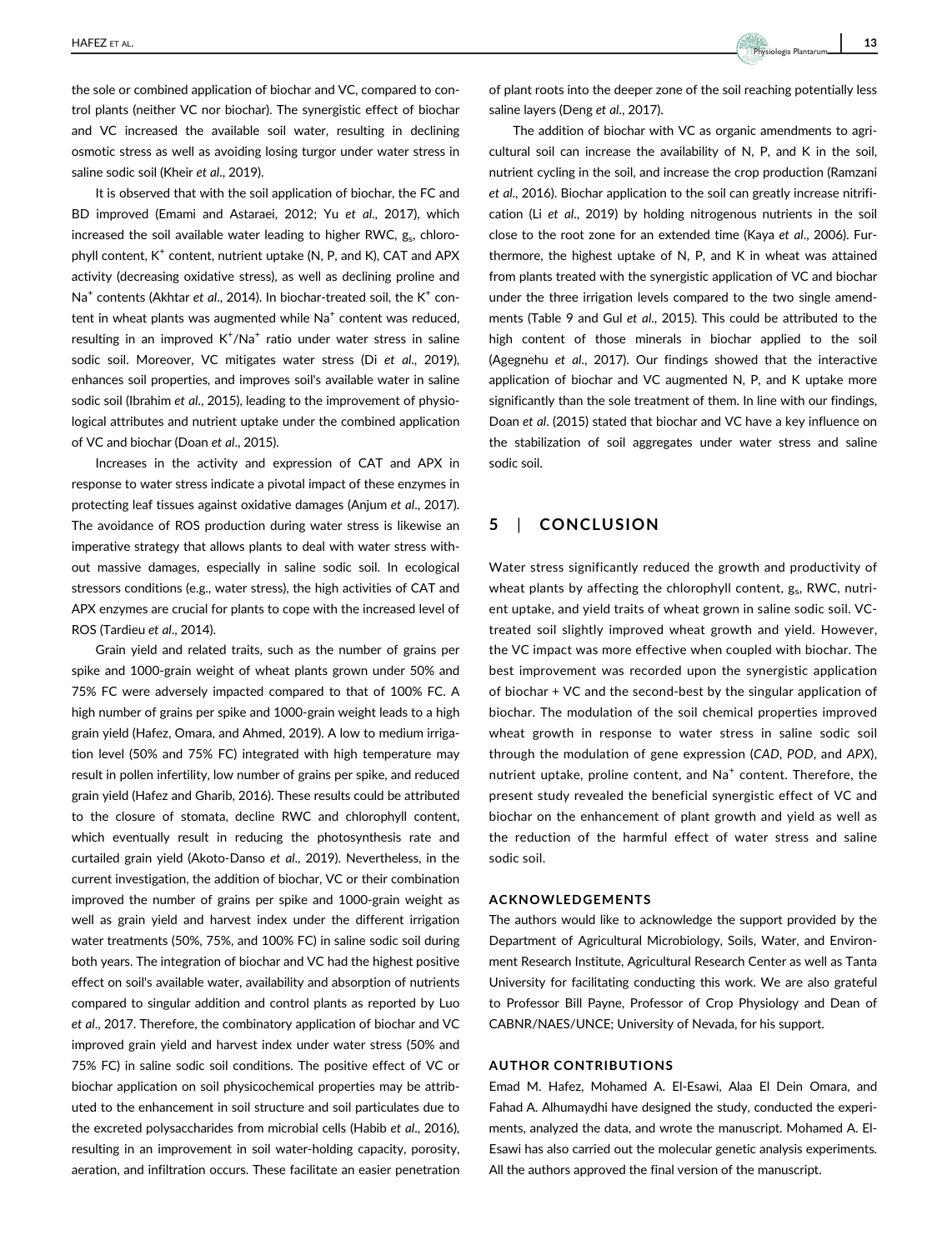the sole or combined application of biochar and VC, compared to control plants (neither VC nor biochar). The synergistic effect of biochar and VC increased the available soil water, resulting in declining osmotic stress as well as avoiding losing turgor under water stress in saline sodic soil (Kheir *et al*., 2019).

It is observed that with the soil application of biochar, the FC and BD improved (Emami and Astaraei, 2012; Yu *et al*., 2017), which increased the soil available water leading to higher RWC, $g_s$, chlorophyll content, $K^+$ content, nutrient uptake (N, P, and K), CAT and APX activity (decreasing oxidative stress), as well as declining proline and $Na^+$ contents (Akhtar *et al*., 2014). In biochar-treated soil, the $K^+$ content in wheat plants was augmented while $Na^+$ content was reduced, resulting in an improved $K^+/Na^+$ ratio under water stress in saline sodic soil. Moreover, VC mitigates water stress (Di *et al*., 2019), enhances soil properties, and improves soil's available water in saline sodic soil (Ibrahim *et al*., 2015), leading to the improvement of physiological attributes and nutrient uptake under the combined application of VC and biochar (Doan *et al*., 2015).

Increases in the activity and expression of CAT and APX in response to water stress indicate a pivotal impact of these enzymes in protecting leaf tissues against oxidative damages (Anjum *et al*., 2017). The avoidance of ROS production during water stress is likewise an imperative strategy that allows plants to deal with water stress without massive damages, especially in saline sodic soil. In ecological stressors conditions (e.g., water stress), the high activities of CAT and APX enzymes are crucial for plants to cope with the increased level of ROS (Tardieu *et al*., 2014).

Grain yield and related traits, such as the number of grains per spike and 1000-grain weight of wheat plants grown under 50% and 75% FC were adversely impacted compared to that of 100% FC. A high number of grains per spike and 1000-grain weight leads to a high grain yield (Hafez, Omara, and Ahmed, 2019). A low to medium irrigation level (50% and 75% FC) integrated with high temperature may result in pollen infertility, low number of grains per spike, and reduced grain yield (Hafez and Gharib, 2016). These results could be attributed to the closure of stomata, decline RWC and chlorophyll content, which eventually result in reducing the photosynthesis rate and curtailed grain yield (Akoto-Danso *et al*., 2019). Nevertheless, in the current investigation, the addition of biochar, VC or their combination improved the number of grains per spike and 1000-grain weight as well as grain yield and harvest index under the different irrigation water treatments (50%, 75%, and 100% FC) in saline sodic soil during both years. The integration of biochar and VC had the highest positive effect on soil's available water, availability and absorption of nutrients compared to singular addition and control plants as reported by Luo *et al*., 2017. Therefore, the combinatory application of biochar and VC improved grain yield and harvest index under water stress (50% and 75% FC) in saline sodic soil conditions. The positive effect of VC or biochar application on soil physicochemical properties may be attributed to the enhancement in soil structure and soil particulates due to the excreted polysaccharides from microbial cells (Habib *et al*., 2016), resulting in an improvement in soil water-holding capacity, porosity, aeration, and infiltration occurs. These facilitate an easier penetration of plant roots into the deeper zone of the soil reaching potentially less saline layers (Deng *et al*., 2017).

The addition of biochar with VC as organic amendments to agricultural soil can increase the availability of N, P, and K in the soil, nutrient cycling in the soil, and increase the crop production (Ramzani *et al*., 2016). Biochar application to the soil can greatly increase nitrification (Li *et al*., 2019) by holding nitrogenous nutrients in the soil close to the root zone for an extended time (Kaya *et al*., 2006). Furthermore, the highest uptake of N, P, and K in wheat was attained from plants treated with the synergistic application of VC and biochar under the three irrigation levels compared to the two single amendments (Table 9 and Gul *et al*., 2015). This could be attributed to the high content of those minerals in biochar applied to the soil (Agegnehu *et al*., 2017). Our findings showed that the interactive application of biochar and VC augmented N, P, and K uptake more significantly than the sole treatment of them. In line with our findings, Doan *et al*. (2015) stated that biochar and VC have a key influence on the stabilization of soil aggregates under water stress and saline sodic soil.

## 5 | CONCLUSION

Water stress significantly reduced the growth and productivity of wheat plants by affecting the chlorophyll content, $g_s$, RWC, nutrient uptake, and yield traits of wheat grown in saline sodic soil. VC-treated soil slightly improved wheat growth and yield. However, the VC impact was more effective when coupled with biochar. The best improvement was recorded upon the synergistic application of biochar + VC and the second-best by the singular application of biochar. The modulation of the soil chemical properties improved wheat growth in response to water stress in saline sodic soil through the modulation of gene expression (*CAD*, *POD*, and *APX*), nutrient uptake, proline content, and $Na^+$ content. Therefore, the present study revealed the beneficial synergistic effect of VC and biochar on the enhancement of plant growth and yield as well as the reduction of the harmful effect of water stress and saline sodic soil.

### ACKNOWLEDGEMENTS

The authors would like to acknowledge the support provided by the Department of Agricultural Microbiology, Soils, Water, and Environment Research Institute, Agricultural Research Center as well as Tanta University for facilitating conducting this work. We are also grateful to Professor Bill Payne, Professor of Crop Physiology and Dean of CABNR/NAES/UNCE; University of Nevada, for his support.

### AUTHOR CONTRIBUTIONS

Emad M. Hafez, Mohamed A. El-Esawi, Alaa El Dein Omara, and Fahad A. Alhumaydhi have designed the study, conducted the experiments, analyzed the data, and wrote the manuscript. Mohamed A. El-Esawi has also carried out the molecular genetic analysis experiments. All the authors approved the final version of the manuscript.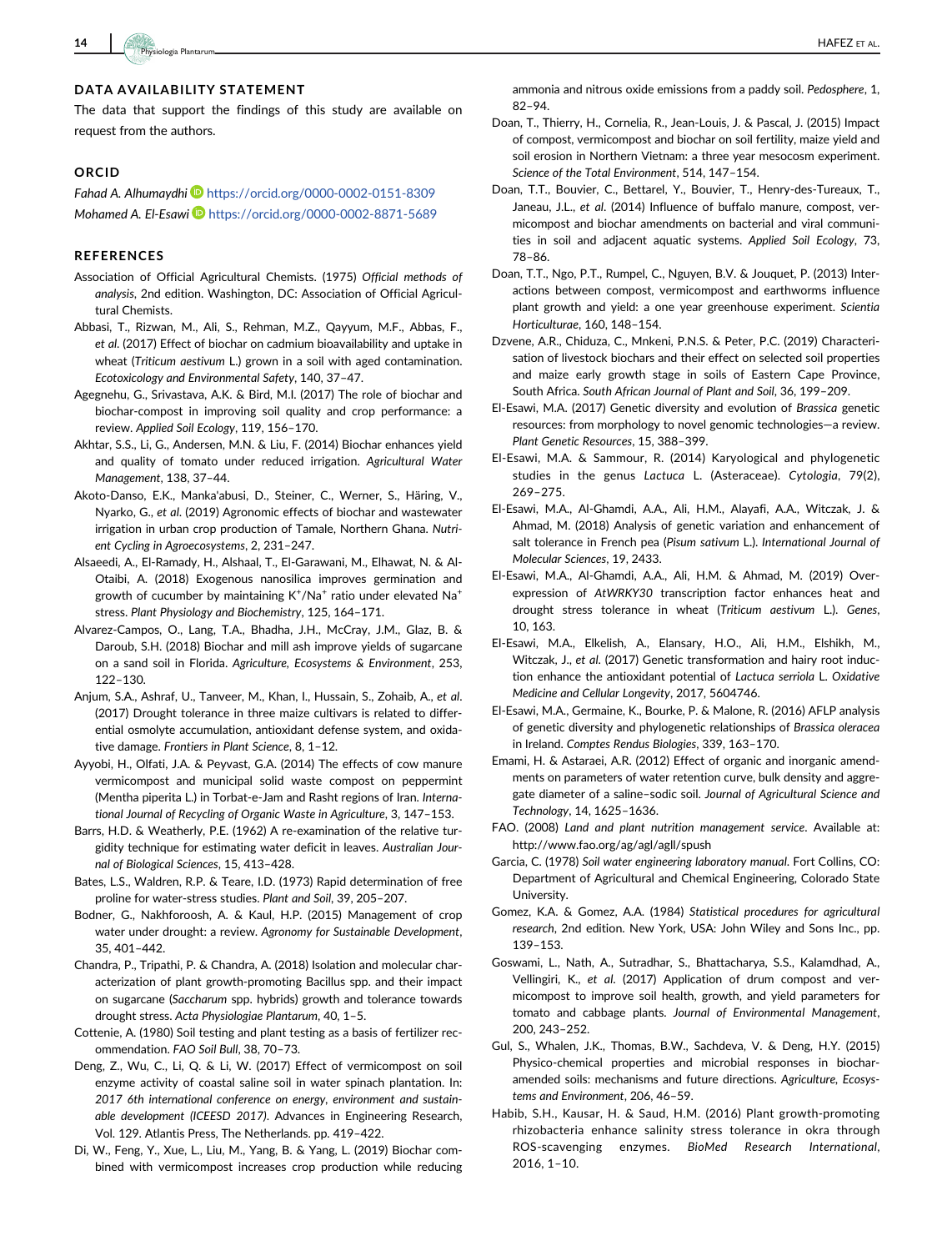## DATA AVAILABILITY STATEMENT

The data that support the findings of this study are available on request from the authors.

## ORCID

*Fahad A. Alhumaydhi* https://orcid.org/0000-0002-0151-8309
*Mohamed A. El-Esawi* https://orcid.org/0000-0002-8871-5689

## REFERENCES

Association of Official Agricultural Chemists. (1975) *Official methods of analysis*, 2nd edition. Washington, DC: Association of Official Agricultural Chemists.

Abbasi, T., Rizwan, M., Ali, S., Rehman, M.Z., Qayyum, M.F., Abbas, F., *et al.* (2017) Effect of biochar on cadmium bioavailability and uptake in wheat (*Triticum aestivum* L.) grown in a soil with aged contamination. *Ecotoxicology and Environmental Safety*, 140, 37–47.

Agegnehu, G., Srivastava, A.K. & Bird, M.I. (2017) The role of biochar and biochar-compost in improving soil quality and crop performance: a review. *Applied Soil Ecology*, 119, 156–170.

Akhtar, S.S., Li, G., Andersen, M.N. & Liu, F. (2014) Biochar enhances yield and quality of tomato under reduced irrigation. *Agricultural Water Management*, 138, 37–44.

Akoto-Danso, E.K., Manka'abusi, D., Steiner, C., Werner, S., Häring, V., Nyarko, G., *et al.* (2019) Agronomic effects of biochar and wastewater irrigation in urban crop production of Tamale, Northern Ghana. *Nutrient Cycling in Agroecosystems*, 2, 231–247.

Alsaeedi, A., El-Ramady, H., Alshaal, T., El-Garawani, M., Elhawat, N. & Al-Otaibi, A. (2018) Exogenous nanosilica improves germination and growth of cucumber by maintaining $K^+/Na^+$ ratio under elevated $Na^+$ stress. *Plant Physiology and Biochemistry*, 125, 164–171.

Alvarez-Campos, O., Lang, T.A., Bhadha, J.H., McCray, J.M., Glaz, B. & Daroub, S.H. (2018) Biochar and mill ash improve yields of sugarcane on a sand soil in Florida. *Agriculture, Ecosystems & Environment*, 253, 122–130.

Anjum, S.A., Ashraf, U., Tanveer, M., Khan, I., Hussain, S., Zohaib, A., *et al.* (2017) Drought tolerance in three maize cultivars is related to differential osmolyte accumulation, antioxidant defense system, and oxidative damage. *Frontiers in Plant Science*, 8, 1–12.

Ayyobi, H., Olfati, J.A. & Peyvast, G.A. (2014) The effects of cow manure vermicompost and municipal solid waste compost on peppermint (Mentha piperita L.) in Torbat-e-Jam and Rasht regions of Iran. *International Journal of Recycling of Organic Waste in Agriculture*, 3, 147–153.

Barrs, H.D. & Weatherly, P.E. (1962) A re-examination of the relative turgidity technique for estimating water deficit in leaves. *Australian Journal of Biological Sciences*, 15, 413–428.

Bates, L.S., Waldren, R.P. & Teare, I.D. (1973) Rapid determination of free proline for water-stress studies. *Plant and Soil*, 39, 205–207.

Bodner, G., Nakhforoosh, A. & Kaul, H.P. (2015) Management of crop water under drought: a review. *Agronomy for Sustainable Development*, 35, 401–442.

Chandra, P., Tripathi, P. & Chandra, A. (2018) Isolation and molecular characterization of plant growth-promoting Bacillus spp. and their impact on sugarcane (*Saccharum* spp. hybrids) growth and tolerance towards drought stress. *Acta Physiologiae Plantarum*, 40, 1–5.

Cottenie, A. (1980) Soil testing and plant testing as a basis of fertilizer recommendation. *FAO Soil Bull*, 38, 70–73.

Deng, Z., Wu, C., Li, Q. & Li, W. (2017) Effect of vermicompost on soil enzyme activity of coastal saline soil in water spinach plantation. In: *2017 6th international conference on energy, environment and sustainable development (ICEESD 2017)*. Advances in Engineering Research, Vol. 129. Atlantis Press, The Netherlands. pp. 419–422.

Di, W., Feng, Y., Xue, L., Liu, M., Yang, B. & Yang, L. (2019) Biochar combined with vermicompost increases crop production while reducing ammonia and nitrous oxide emissions from a paddy soil. *Pedosphere*, 1, 82–94.

Doan, T., Thierry, H., Cornelia, R., Jean-Louis, J. & Pascal, J. (2015) Impact of compost, vermicompost and biochar on soil fertility, maize yield and soil erosion in Northern Vietnam: a three year mesocosm experiment. *Science of the Total Environment*, 514, 147–154.

Doan, T.T., Bouvier, C., Bettarel, Y., Bouvier, T., Henry-des-Tureaux, T., Janeau, J.L., *et al.* (2014) Influence of buffalo manure, compost, vermicompost and biochar amendments on bacterial and viral communities in soil and adjacent aquatic systems. *Applied Soil Ecology*, 73, 78–86.

Doan, T.T., Ngo, P.T., Rumpel, C., Nguyen, B.V. & Jouquet, P. (2013) Interactions between compost, vermicompost and earthworms influence plant growth and yield: a one year greenhouse experiment. *Scientia Horticulturae*, 160, 148–154.

Dzvene, A.R., Chiduza, C., Mnkeni, P.N.S. & Peter, P.C. (2019) Characterisation of livestock biochars and their effect on selected soil properties and maize early growth stage in soils of Eastern Cape Province, South Africa. *South African Journal of Plant and Soil*, 36, 199–209.

El-Esawi, M.A. (2017) Genetic diversity and evolution of *Brassica* genetic resources: from morphology to novel genomic technologies—a review. *Plant Genetic Resources*, 15, 388–399.

El-Esawi, M.A. & Sammour, R. (2014) Karyological and phylogenetic studies in the genus *Lactuca* L. (Asteraceae). *Cytologia*, 79(2), 269–275.

El-Esawi, M.A., Al-Ghamdi, A.A., Ali, H.M., Alayafi, A.A., Witczak, J. & Ahmad, M. (2018) Analysis of genetic variation and enhancement of salt tolerance in French pea (*Pisum sativum* L.). *International Journal of Molecular Sciences*, 19, 2433.

El-Esawi, M.A., Al-Ghamdi, A.A., Ali, H.M. & Ahmad, M. (2019) Overexpression of *AtWRKY30* transcription factor enhances heat and drought stress tolerance in wheat (*Triticum aestivum* L.). *Genes*, 10, 163.

El-Esawi, M.A., Elkelish, A., Elansary, H.O., Ali, H.M., Elshikh, M., Witczak, J., *et al.* (2017) Genetic transformation and hairy root induction enhance the antioxidant potential of *Lactuca serriola* L. *Oxidative Medicine and Cellular Longevity*, 2017, 5604746.

El-Esawi, M.A., Germaine, K., Bourke, P. & Malone, R. (2016) AFLP analysis of genetic diversity and phylogenetic relationships of *Brassica oleracea* in Ireland. *Comptes Rendus Biologies*, 339, 163–170.

Emami, H. & Astaraei, A.R. (2012) Effect of organic and inorganic amendments on parameters of water retention curve, bulk density and aggregate diameter of a saline–sodic soil. *Journal of Agricultural Science and Technology*, 14, 1625–1636.

FAO. (2008) *Land and plant nutrition management service*. Available at: http://www.fao.org/ag/agl/agll/spush

Garcia, C. (1978) *Soil water engineering laboratory manual*. Fort Collins, CO: Department of Agricultural and Chemical Engineering, Colorado State University.

Gomez, K.A. & Gomez, A.A. (1984) *Statistical procedures for agricultural research*, 2nd edition. New York, USA: John Wiley and Sons Inc., pp. 139–153.

Goswami, L., Nath, A., Sutradhar, S., Bhattacharya, S.S., Kalamdhad, A., Vellingiri, K., *et al.* (2017) Application of drum compost and vermicompost to improve soil health, growth, and yield parameters for tomato and cabbage plants. *Journal of Environmental Management*, 200, 243–252.

Gul, S., Whalen, J.K., Thomas, B.W., Sachdeva, V. & Deng, H.Y. (2015) Physico-chemical properties and microbial responses in biochar-amended soils: mechanisms and future directions. *Agriculture, Ecosystems and Environment*, 206, 46–59.

Habib, S.H., Kausar, H. & Saud, H.M. (2016) Plant growth-promoting rhizobacteria enhance salinity stress tolerance in okra through ROS-scavenging enzymes. *BioMed Research International*, 2016, 1–10.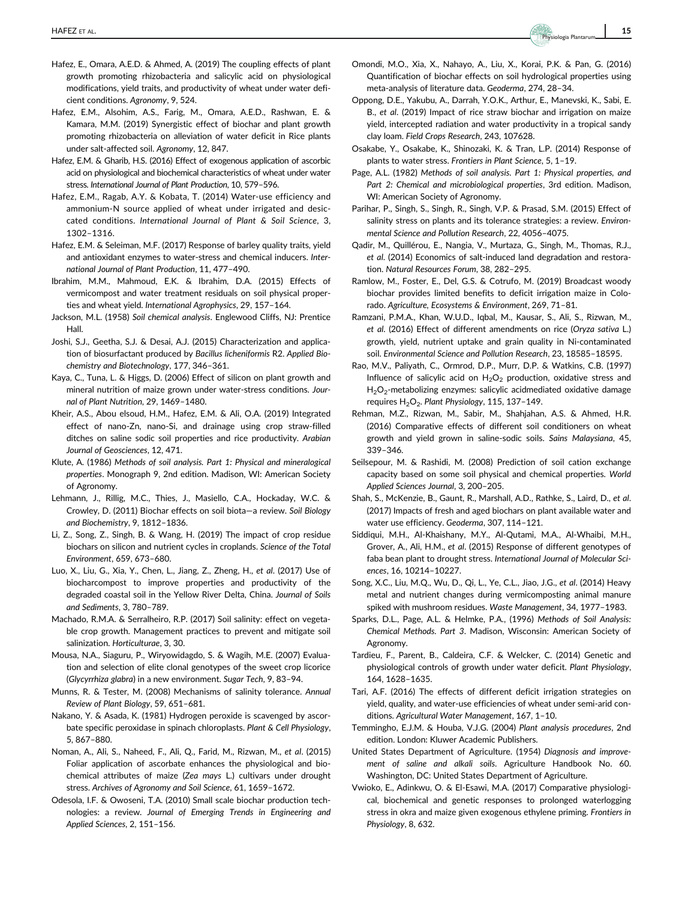Hafez, E., Omara, A.E.D. & Ahmed, A. (2019) The coupling effects of plant growth promoting rhizobacteria and salicylic acid on physiological modifications, yield traits, and productivity of wheat under water deficient conditions. *Agronomy*, 9, 524.

Hafez, E.M., Alsohim, A.S., Farig, M., Omara, A.E.D., Rashwan, E. & Kamara, M.M. (2019) Synergistic effect of biochar and plant growth promoting rhizobacteria on alleviation of water deficit in Rice plants under salt-affected soil. *Agronomy*, 12, 847.

Hafez, E.M. & Gharib, H.S. (2016) Effect of exogenous application of ascorbic acid on physiological and biochemical characteristics of wheat under water stress. *International Journal of Plant Production*, 10, 579–596.

Hafez, E.M., Ragab, A.Y. & Kobata, T. (2014) Water-use efficiency and ammonium-N source applied of wheat under irrigated and desiccated conditions. *International Journal of Plant & Soil Science*, 3, 1302–1316.

Hafez, E.M. & Seleiman, M.F. (2017) Response of barley quality traits, yield and antioxidant enzymes to water-stress and chemical inducers. *International Journal of Plant Production*, 11, 477–490.

Ibrahim, M.M., Mahmoud, E.K. & Ibrahim, D.A. (2015) Effects of vermicompost and water treatment residuals on soil physical properties and wheat yield. *International Agrophysics*, 29, 157–164.

Jackson, M.L. (1958) *Soil chemical analysis*. Englewood Cliffs, NJ: Prentice Hall.

Joshi, S.J., Geetha, S.J. & Desai, A.J. (2015) Characterization and application of biosurfactant produced by *Bacillus licheniformis* R2. *Applied Biochemistry and Biotechnology*, 177, 346–361.

Kaya, C., Tuna, L. & Higgs, D. (2006) Effect of silicon on plant growth and mineral nutrition of maize grown under water-stress conditions. *Journal of Plant Nutrition*, 29, 1469–1480.

Kheir, A.S., Abou elsoud, H.M., Hafez, E.M. & Ali, O.A. (2019) Integrated effect of nano-Zn, nano-Si, and drainage using crop straw-filled ditches on saline sodic soil properties and rice productivity. *Arabian Journal of Geosciences*, 12, 471.

Klute, A. (1986) *Methods of soil analysis. Part 1: Physical and mineralogical properties*. Monograph 9, 2nd edition. Madison, WI: American Society of Agronomy.

Lehmann, J., Rillig, M.C., Thies, J., Masiello, C.A., Hockaday, W.C. & Crowley, D. (2011) Biochar effects on soil biota—a review. *Soil Biology and Biochemistry*, 9, 1812–1836.

Li, Z., Song, Z., Singh, B. & Wang, H. (2019) The impact of crop residue biochars on silicon and nutrient cycles in croplands. *Science of the Total Environment*, 659, 673–680.

Luo, X., Liu, G., Xia, Y., Chen, L., Jiang, Z., Zheng, H., *et al*. (2017) Use of biocharcompost to improve properties and productivity of the degraded coastal soil in the Yellow River Delta, China. *Journal of Soils and Sediments*, 3, 780–789.

Machado, R.M.A. & Serralheiro, R.P. (2017) Soil salinity: effect on vegetable crop growth. Management practices to prevent and mitigate soil salinization. *Horticulturae*, 3, 30.

Mousa, N.A., Siaguru, P., Wiryowidagdo, S. & Wagih, M.E. (2007) Evaluation and selection of elite clonal genotypes of the sweet crop licorice (*Glycyrrhiza glabra*) in a new environment. *Sugar Tech*, 9, 83–94.

Munns, R. & Tester, M. (2008) Mechanisms of salinity tolerance. *Annual Review of Plant Biology*, 59, 651–681.

Nakano, Y. & Asada, K. (1981) Hydrogen peroxide is scavenged by ascorbate specific peroxidase in spinach chloroplasts. *Plant & Cell Physiology*, 5, 867–880.

Noman, A., Ali, S., Naheed, F., Ali, Q., Farid, M., Rizwan, M., *et al*. (2015) Foliar application of ascorbate enhances the physiological and biochemical attributes of maize (*Zea mays* L.) cultivars under drought stress. *Archives of Agronomy and Soil Science*, 61, 1659–1672.

Odesola, I.F. & Owoseni, T.A. (2010) Small scale biochar production technologies: a review. *Journal of Emerging Trends in Engineering and Applied Sciences*, 2, 151–156.

Omondi, M.O., Xia, X., Nahayo, A., Liu, X., Korai, P.K. & Pan, G. (2016) Quantification of biochar effects on soil hydrological properties using meta-analysis of literature data. *Geoderma*, 274, 28–34.

Oppong, D.E., Yakubu, A., Darrah, Y.O.K., Arthur, E., Manevski, K., Sabi, E. B., *et al*. (2019) Impact of rice straw biochar and irrigation on maize yield, intercepted radiation and water productivity in a tropical sandy clay loam. *Field Crops Research*, 243, 107628.

Osakabe, Y., Osakabe, K., Shinozaki, K. & Tran, L.P. (2014) Response of plants to water stress. *Frontiers in Plant Science*, 5, 1–19.

Page, A.L. (1982) *Methods of soil analysis. Part 1: Physical properties, and Part 2: Chemical and microbiological properties*, 3rd edition. Madison, WI: American Society of Agronomy.

Parihar, P., Singh, S., Singh, R., Singh, V.P. & Prasad, S.M. (2015) Effect of salinity stress on plants and its tolerance strategies: a review. *Environmental Science and Pollution Research*, 22, 4056–4075.

Qadir, M., Quillérou, E., Nangia, V., Murtaza, G., Singh, M., Thomas, R.J., *et al*. (2014) Economics of salt-induced land degradation and restoration. *Natural Resources Forum*, 38, 282–295.

Ramlow, M., Foster, E., Del, G.S. & Cotrufo, M. (2019) Broadcast woody biochar provides limited benefits to deficit irrigation maize in Colorado. *Agriculture, Ecosystems & Environment*, 269, 71–81.

Ramzani, P.M.A., Khan, W.U.D., Iqbal, M., Kausar, S., Ali, S., Rizwan, M., *et al*. (2016) Effect of different amendments on rice (*Oryza sativa* L.) growth, yield, nutrient uptake and grain quality in Ni-contaminated soil. *Environmental Science and Pollution Research*, 23, 18585–18595.

Rao, M.V., Paliyath, C., Ormrod, D.P., Murr, D.P. & Watkins, C.B. (1997) Influence of salicylic acid on $H_2O_2$ production, oxidative stress and $H_2O_2$-metabolizing enzymes: salicylic acidmediated oxidative damage requires $H_2O_2$. *Plant Physiology*, 115, 137–149.

Rehman, M.Z., Rizwan, M., Sabir, M., Shahjahan, A.S. & Ahmed, H.R. (2016) Comparative effects of different soil conditioners on wheat growth and yield grown in saline-sodic soils. *Sains Malaysiana*, 45, 339–346.

Seilsepour, M. & Rashidi, M. (2008) Prediction of soil cation exchange capacity based on some soil physical and chemical properties. *World Applied Sciences Journal*, 3, 200–205.

Shah, S., McKenzie, B., Gaunt, R., Marshall, A.D., Rathke, S., Laird, D., *et al*. (2017) Impacts of fresh and aged biochars on plant available water and water use efficiency. *Geoderma*, 307, 114–121.

Siddiqui, M.H., Al-Khaishany, M.Y., Al-Qutami, M.A., Al-Whaibi, M.H., Grover, A., Ali, H.M., *et al*. (2015) Response of different genotypes of faba bean plant to drought stress. *International Journal of Molecular Sciences*, 16, 10214–10227.

Song, X.C., Liu, M.Q., Wu, D., Qi, L., Ye, C.L., Jiao, J.G., *et al*. (2014) Heavy metal and nutrient changes during vermicomposting animal manure spiked with mushroom residues. *Waste Management*, 34, 1977–1983.

Sparks, D.L., Page, A.L. & Helmke, P.A., (1996) *Methods of Soil Analysis: Chemical Methods. Part 3*. Madison, Wisconsin: American Society of Agronomy.

Tardieu, F., Parent, B., Caldeira, C.F. & Welcker, C. (2014) Genetic and physiological controls of growth under water deficit. *Plant Physiology*, 164, 1628–1635.

Tari, A.F. (2016) The effects of different deficit irrigation strategies on yield, quality, and water-use efficiencies of wheat under semi-arid conditions. *Agricultural Water Management*, 167, 1–10.

Temmingho, E.J.M. & Houba, V.J.G. (2004) *Plant analysis procedures*, 2nd edition. London: Kluwer Academic Publishers.

United States Department of Agriculture. (1954) *Diagnosis and improvement of saline and alkali soils*. Agriculture Handbook No. 60. Washington, DC: United States Department of Agriculture.

Vwioko, E., Adinkwu, O. & El-Esawi, M.A. (2017) Comparative physiological, biochemical and genetic responses to prolonged waterlogging stress in okra and maize given exogenous ethylene priming. *Frontiers in Physiology*, 8, 632.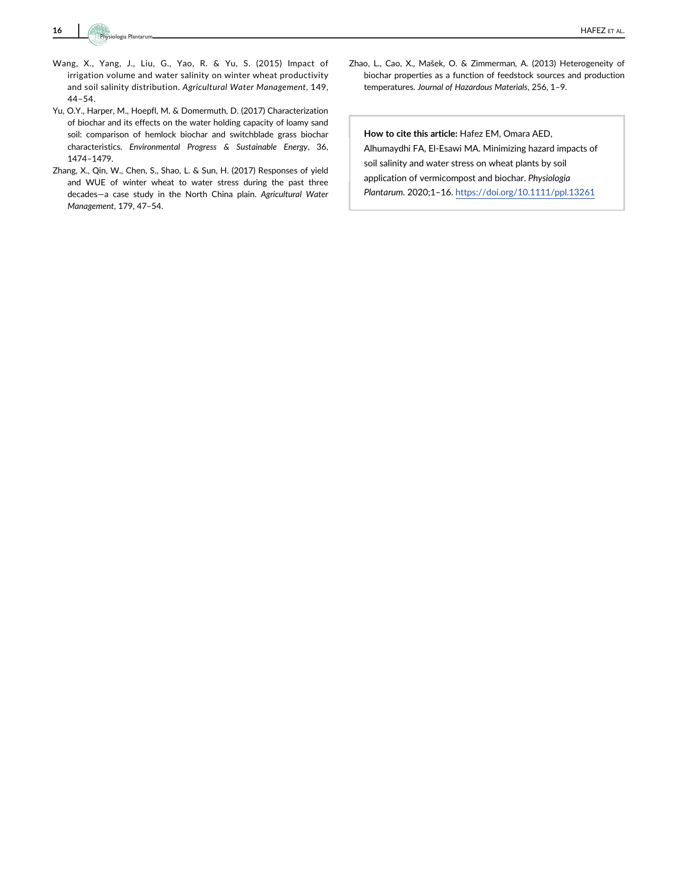Wang, X., Yang, J., Liu, G., Yao, R. & Yu, S. (2015) Impact of irrigation volume and water salinity on winter wheat productivity and soil salinity distribution. *Agricultural Water Management*, 149, 44–54.

Yu, O.Y., Harper, M., Hoepfl, M. & Domermuth, D. (2017) Characterization of biochar and its effects on the water holding capacity of loamy sand soil: comparison of hemlock biochar and switchblade grass biochar characteristics. *Environmental Progress & Sustainable Energy*, 36, 1474–1479.

Zhang, X., Qin, W., Chen, S., Shao, L. & Sun, H. (2017) Responses of yield and WUE of winter wheat to water stress during the past three decades—a case study in the North China plain. *Agricultural Water Management*, 179, 47–54.

Zhao, L., Cao, X., Mašek, O. & Zimmerman, A. (2013) Heterogeneity of biochar properties as a function of feedstock sources and production temperatures. *Journal of Hazardous Materials*, 256, 1–9.

**How to cite this article:** Hafez EM, Omara AED, Alhumaydhi FA, El-Esawi MA. Minimizing hazard impacts of soil salinity and water stress on wheat plants by soil application of vermicompost and biochar. *Physiologia Plantarum*. 2020;1–16. https://doi.org/10.1111/ppl.13261